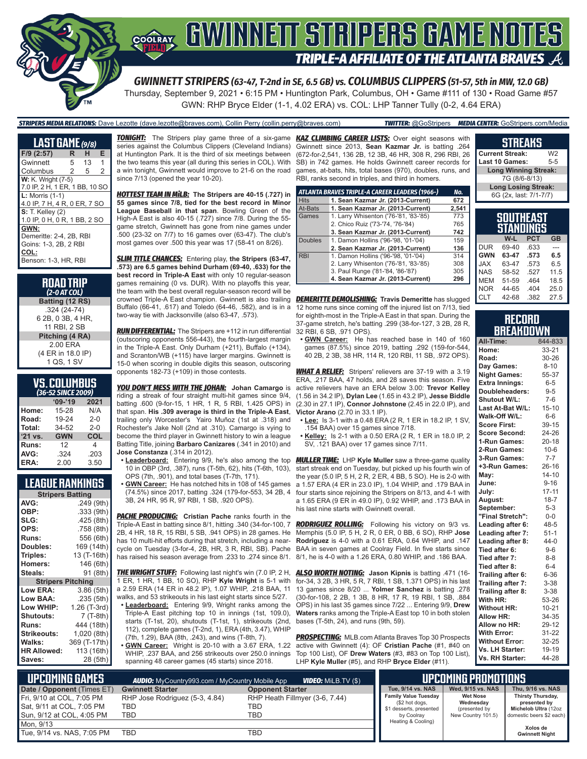# GWINNETT STRIPERS GAME NOTES

## TRIPLE-A AFFILIATE OF THE ATLANTA BRAVES

### GWINNETT STRIPERS (63-47, T-2nd in SE, 6.5 GB) vs. COLUMBUS CLIPPERS (51-57, 5th in MW, 12.0 GB)

Thursday, September 9, 2021 • 6:15 PM • Huntington Park, Columbus, OH • Game #111 of 130 • Road Game #57

GWN: RHP Bryce Elder (1-1, 4.02 ERA) vs. COL: LHP Tanner Tully (0-2, 4.64 ERA)

**STRIPERS MEDIA RELATIONS:** Dave Lezotte (dave.lezotte@braves.com), Collin Perry (collin.perry@braves.com) **TWITTER:** @GoStripers **MEDIA CENTER:** GoStripers.com/Media

## LAST GAME (9/8)

| F/9 (2:57) | R | H | E |
|---|---|---|---|
| Gwinnett | 5 | 13 | 1 |
| Columbus | 2 | 5 | 2 |

**W:** K. Wright (7-5)
7.0 IP, 2 H, 1 ER, 1 BB, 10 SO

**L:** Morris (1-1)
4.0 IP, 7 H, 4 R, 0 ER, 7 SO

**S:** T. Kelley (2)
1.0 IP, 0 H, 0 R, 1 BB, 2 SO

**GWN:**
Demeritte: 2-4, 2B, RBI
Goins: 1-3, 2B, 2 RBI

**COL:**
Benson: 1-3, HR, RBI

## ROAD TRIP
(2-0 AT COL)

**Batting (12 RS)**
.324 (24-74)
6 2B, 0 3B, 4 HR,
11 RBI, 2 SB

**Pitching (4 RA)**
2.00 ERA
(4 ER in 18.0 IP)
1 QS, 1 SV

## VS. COLUMBUS
(36-52 SINCE 2009)

| | '09-'19 | 2021 |
|---|---|---|
| Home: | 15-28 | N/A |
| Road: | 19-24 | 2-0 |
| Total: | 34-52 | 2-0 |
| '21 vs. | GWN | COL |
| Runs: | 12 | 4 |
| AVG: | .324 | .203 |
| ERA: | 2.00 | 3.50 |

## LEAGUE RANKINGS

| Stripers Batting | |
|---|---|
| AVG: | .249 (9th) |
| OBP: | .333 (9th) |
| SLG: | .425 (8th) |
| OPS: | .758 (8th) |
| Runs: | 556 (6th) |
| Doubles: | 169 (14th) |
| Triples: | 13 (T-16th) |
| Homers: | 146 (6th) |
| Steals: | 91 (8th) |
| **Stripers Pitching** | |
| Low ERA: | 3.86 (5th) |
| Low BAA: | .235 (5th) |
| Low WHIP: | 1.26 (T-3rd) |
| Shutouts: | 7 (T-8th) |
| Runs: | 444 (18th) |
| Strikeouts: | 1,020 (8th) |
| Walks: | 369 (T-17th) |
| HR Allowed: | 113 (16th) |
| Saves: | 28 (5th) |

**TONIGHT:** The Stripers play game three of a six-game series against the Columbus Clippers (Cleveland Indians) at Huntington Park. It is the third of six meetings between the two teams this year (all during this series in COL). With a win tonight, Gwinnett would improve to 21-6 on the road since 7/13 (opened the year 10-20).

**HOTTEST TEAM IN MiLB:** **The Stripers are 40-15 (.727) in 55 games since 7/8, tied for the best record in Minor League Baseball in that span**. Bowling Green of the High-A East is also 40-15 (.727) since 7/8. During the 55-game stretch, Gwinnett has gone from nine games under .500 (23-32 on 7/7) to 16 games over (63-47). The club's most games over .500 this year was 17 (58-41 on 8/26).

**SLIM TITLE CHANCES:** Entering play, **the Stripers (63-47, .573) are 6.5 games behind Durham (69-40, .633) for the best record in Triple-A East** with only 10 regular-season games remaining (0 vs. DUR). With no playoffs this year, the team with the best overall regular-season record will be crowned Triple-A East champion. Gwinnett is also trailing Buffalo (66-41, .617) and Toledo (64-46, .582), and is in a two-way tie with Jacksonville (also 63-47, .573).

**RUN DIFFERENTIAL:** The Stripers are +112 in run differential (outscoring opponents 556-443), the fourth-largest margin in the Triple-A East. Only Durham (+211), Buffalo (+134), and Scranton/WB (+115) have larger margins. Gwinnett is 15-0 when scoring in double digits this season, outscoring opponents 182-73 (+109) in those contests.

**YOU DON'T MESS WITH THE JOHAN:** **Johan Camargo** is riding a streak of four straight multi-hit games since 9/4, batting .600 (9-for-15, 1 HR, 1 R, 5 RBI, 1.425 OPS) in that span. **His .309 average is third in the Triple-A East**, trailing only Worcester's Yairo Muñoz (1st at .318) and Rochester's Jake Noll (2nd at .310). Camargo is vying to become the third player in Gwinnett history to win a league Batting Title, joining **Barbaro Canizares** (.341 in 2010) and **Jose Constanza** (.314 in 2012).

- **Leaderboard:** Entering 9/9, he's also among the top 10 in OBP (3rd, .387), runs (T-5th, 62), hits (T-6th, 103), OPS (7th, .901), and total bases (T-7th, 171).
- **GWN Career:** He has notched hits in 108 of 145 games (74.5%) since 2017, batting .324 (179-for-553, 34 2B, 4 3B, 24 HR, 95 R, 97 RBI, 1 SB, .920 OPS).

**PACHE PRODUCING:** **Cristian Pache** ranks fourth in the Triple-A East in batting since 8/1, hitting .340 (34-for-100, 7 2B, 4 HR, 18 R, 15 RBI, 5 SB, .941 OPS) in 28 games. He has 10 multi-hit efforts during that stretch, including a near-cycle on Tuesday (3-for-4, 2B, HR, 3 R, RBI, SB). Pache has raised his season average from .233 to .274 since 8/1.

**THE WRIGHT STUFF:** Following last night's win (7.0 IP, 2 H, 1 ER, 1 HR, 1 BB, 10 SO), RHP **Kyle Wright** is 5-1 with a 2.59 ERA (14 ER in 48.2 IP), 1.07 WHIP, .218 BAA, 11 walks, and 53 strikeouts in his last eight starts since 5/27.

- **Leaderboard:** Entering 9/9, Wright ranks among the Triple-A East pitching top 10 in innings (1st, 109.0), starts (T-1st, 20), shutouts (T-1st, 1), strikeouts (2nd, 112), complete games (T-2nd, 1), ERA (4th, 3.47), WHIP (7th, 1.29), BAA (8th, .243), and wins (T-8th, 7).
- **GWN Career:** Wright is 20-10 with a 3.67 ERA, 1.22 WHIP, .237 BAA, and 256 strikeouts over 250.0 innings spanning 48 career games (45 starts) since 2018.

**KAZ CLIMBING CAREER LISTS:** Over eight seasons with Gwinnett since 2013, **Sean Kazmar Jr.** is batting .264 (672-for-2,541, 136 2B, 12 3B, 46 HR, 308 R, 296 RBI, 26 SB) in 742 games. He holds Gwinnett career records for games, at-bats, hits, total bases (970), doubles, runs, and RBI, ranks second in triples, and third in homers.

| ATLANTA BRAVES TRIPLE-A CAREER LEADERS (1966-) | | No. |
|---|---|---|
| Hits | **1. Sean Kazmar Jr. (2013-Current)** | **672** |
| At-Bats | **1. Sean Kazmar Jr. (2013-Current)** | **2,541** |
| Games | 1. Larry Whisenton ('76-'81, '83-'85) | 773 |
| | 2. Chico Ruiz ('73-'74, '76-'84) | 765 |
| | **3. Sean Kazmar Jr. (2013-Current)** | **742** |
| Doubles | 1. Damon Hollins ('96-'98, '01-'04) | 159 |
| | **2. Sean Kazmar Jr. (2013-Current)** | **136** |
| RBI | 1. Damon Hollins ('96-'98, '01-'04) | 314 |
| | 2. Larry Whisenton ('76-'81, '83-'85) | 308 |
| | 3. Paul Runge ('81-'84, '86-'87) | 305 |
| | **4. Sean Kazmar Jr. (2013-Current)** | **296** |

**DEMERITTE DEMOLISHING:** **Travis Demeritte** has slugged 12 home runs since coming off the injured list on 7/13, tied for eighth-most in the Triple-A East in that span. During the 37-game stretch, he's batting .299 (38-for-127, 3 2B, 28 R, 32 RBI, 6 SB, .971 OPS).

- **GWN Career:** He has reached base in 140 of 160 games (87.5%) since 2019, batting .292 (159-for-544, 40 2B, 2 3B, 38 HR, 114 R, 120 RBI, 11 SB, .972 OPS).

**WHAT A RELIEF:** Stripers' relievers are 37-19 with a 3.19 ERA, .217 BAA, 47 holds, and 28 saves this season. Five active relievers have an ERA below 3.00: **Trevor Kelley** (1.56 in 34.2 IP), **Dylan Lee** (1.65 in 43.2 IP), **Jesse Biddle** (2.30 in 27.1 IP), **Connor Johnstone** (2.45 in 22.0 IP), and **Victor Arano** (2.70 in 33.1 IP).

- **Lee:** Is 3-1 with a 0.48 ERA (2 R, 1 ER in 18.2 IP, 1 SV, .154 BAA) over 15 games since 7/18.
- **Kelley:** Is 2-1 with a 0.50 ERA (2 R, 1 ER in 18.0 IP, 2 SV, .121 BAA) over 17 games since 7/11.

**MULLER TIME:** LHP **Kyle Muller** saw a three-game quality start streak end on Tuesday, but picked up his fourth win of the year (5.0 IP, 5 H, 2 R, 2 ER, 4 BB, 5 SO). He is 2-0 with a 1.57 ERA (4 ER in 23.0 IP), 1.04 WHIP, and .179 BAA in four starts since rejoining the Stripers on 8/13, and 4-1 with a 1.65 ERA (9 ER in 49.0 IP), 0.92 WHIP, and .173 BAA in his last nine starts with Gwinnett overall.

**RODRIGUEZ ROLLING:** Following his victory on 9/3 vs. Memphis (5.0 IP, 5 H, 2 R, 0 ER, 0 BB, 6 SO), RHP **Jose Rodriguez** is 4-0 with a 0.61 ERA, 0.64 WHIP, and .147 BAA in seven games at Coolray Field. In five starts since 8/1, he is 4-0 with a 1.26 ERA, 0.80 WHIP, and .186 BAA.

**ALSO WORTH NOTING:** **Jason Kipnis** is batting .471 (16-for-34, 3 2B, 3 HR, 5 R, 7 RBI, 1 SB, 1.371 OPS) in his last 13 games since 8/20 ... **Yolmer Sanchez** is batting .278 (30-for-108, 2 2B, 1 3B, 8 HR, 17 R, 19 RBI, 1 SB, .884 OPS) in his last 35 games since 7/22 ... Entering 9/9, **Drew Waters** ranks among the Triple-A East top 10 in both stolen bases (T-5th, 24), and runs (9th, 59).

**PROSPECTING:** MLB.com Atlanta Braves Top 30 Prospects active with Gwinnett (4): OF **Cristian Pache** (#1, #40 on Top 100 List), OF **Drew Waters** (#3, #83 on Top 100 List), LHP **Kyle Muller** (#5), and RHP **Bryce Elder** (#11).

## STREAKS

| | |
|---|---|
| Current Streak: | W2 |
| Last 10 Games: | 5-5 |
| **Long Winning Streak:** | |
| 7G (8/6-8/13) | |
| **Long Losing Streak:** | |
| 6G (2x, last: 7/1-7/7) | |

## SOUTHEAST STANDINGS

| | W-L | PCT | GB |
|---|---|---|---|
| DUR | 69-40 | .633 | --- |
| **GWN** | **63-47** | **.573** | **6.5** |
| JAX | 63-47 | .573 | 6.5 |
| NAS | 58-52 | .527 | 11.5 |
| MEM | 51-59 | .464 | 18.5 |
| NOR | 44-65 | .404 | 25.0 |
| CLT | 42-68 | .382 | 27.5 |

## RECORD BREAKDOWN

| | |
|---|---|
| All-Time: | 844-833 |
| Home: | 33-21 |
| Road: | 30-26 |
| Day Games: | 8-10 |
| Night Games: | 55-37 |
| Extra Innings: | 6-5 |
| Doubleheaders: | 9-5 |
| Shutout W/L: | 7-6 |
| Last At-Bat W/L: | 15-10 |
| Walk-Off W/L: | 6-6 |
| Score First: | 39-15 |
| Score Second: | 24-26 |
| 1-Run Games: | 20-18 |
| 2-Run Games: | 10-6 |
| 3-Run Games: | 7-7 |
| +3-Run Games: | 26-16 |
| May: | 14-10 |
| June: | 9-16 |
| July: | 17-11 |
| August: | 18-7 |
| September: | 5-3 |
| "Final Stretch": | 0-0 |
| Leading after 6: | 48-5 |
| Leading after 7: | 51-1 |
| Leading after 8: | 44-0 |
| Tied after 6: | 9-6 |
| Tied after 7: | 8-8 |
| Tied after 8: | 6-4 |
| Trailing after 6: | 6-36 |
| Trailing after 7: | 3-38 |
| Trailing after 8: | 3-38 |
| With HR: | 53-26 |
| Without HR: | 10-21 |
| Allow HR: | 34-35 |
| Allow no HR: | 29-12 |
| With Error: | 31-22 |
| Without Error: | 32-25 |
| Vs. LH Starter: | 19-19 |
| Vs. RH Starter: | 44-28 |

## UPCOMING GAMES

**AUDIO:** MyCountry993.com / MyCountry Mobile App **VIDEO:** MiLB.TV ($)

| Date / Opponent (Times ET) | Gwinnett Starter | Opponent Starter |
|---|---|---|
| Fri, 9/10 at COL, 7:05 PM | RHP Jose Rodriguez (5-3, 4.84) | RHP Heath Fillmyer (3-6, 7.44) |
| Sat, 9/11 at COL, 7:05 PM | TBD | TBD |
| Sun, 9/12 at COL, 4:05 PM | TBD | TBD |
| Mon, 9/13 | | |
| Tue, 9/14 vs. NAS, 7:05 PM | TBD | TBD |

## UPCOMING PROMOTIONS

| Tue, 9/14 vs. NAS | Wed, 9/15 vs. NAS | Thu, 9/16 vs. NAS |
|---|---|---|
| **Family Value Tuesday** ($2 hot dogs, $1 desserts, presented by Coolray Heating & Cooling) | **Wet Nose Wednesday** (presented by New Country 101.5) | **Thirsty Thursday,** presented by **Michelob Ultra** (12oz domestic beers $2 each) **Xolos de Gwinnett Night** |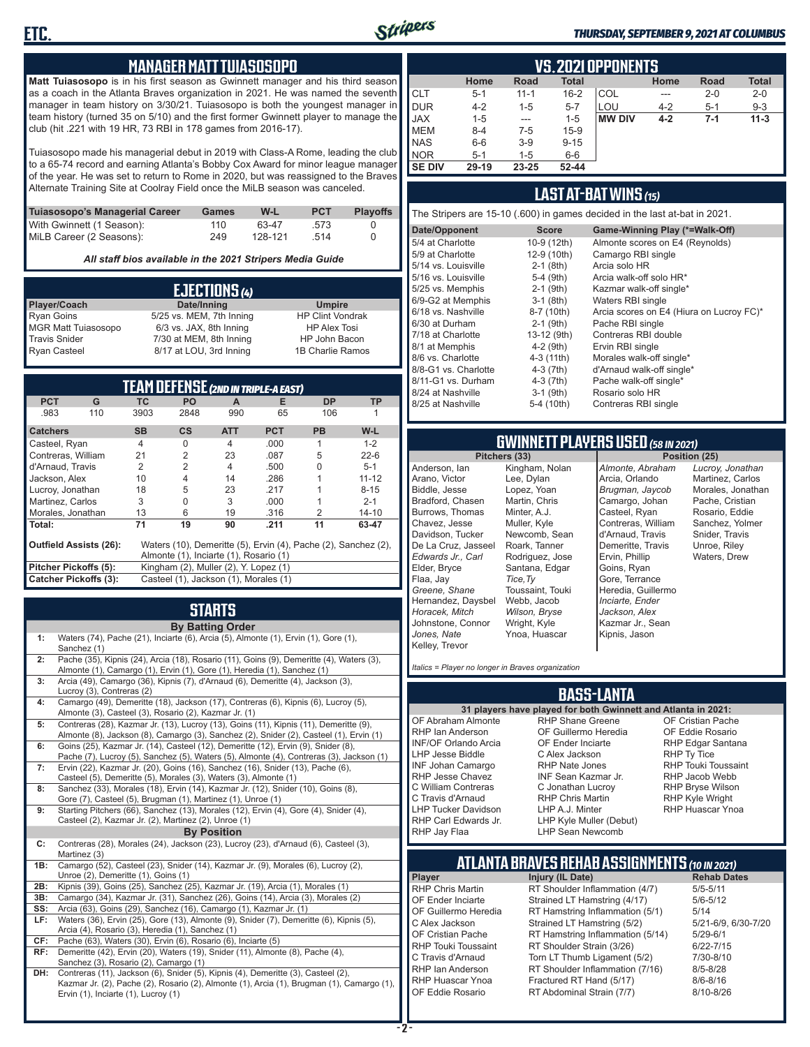## MANAGER MATT TUIASOSOPO

**Matt Tuiasosopo** is in his first season as Gwinnett manager and his third season as a coach in the Atlanta Braves organization in 2021. He was named the seventh manager in team history on 3/30/21. Tuiasosopo is both the youngest manager in team history (turned 35 on 5/10) and the first former Gwinnett player to manage the club (hit .221 with 19 HR, 73 RBI in 178 games from 2016-17).

Tuiasosopo made his managerial debut in 2019 with Class-A Rome, leading the club to a 65-74 record and earning Atlanta's Bobby Cox Award for minor league manager of the year. He was set to return to Rome in 2020, but was reassigned to the Braves Alternate Training Site at Coolray Field once the MiLB season was canceled.

| Tuiasosopo's Managerial Career | Games | W-L | PCT | Playoffs |
|---|---|---|---|---|
| With Gwinnett (1 Season): | 110 | 63-47 | .573 | 0 |
| MiLB Career (2 Seasons): | 249 | 128-121 | .514 | 0 |

*All staff bios available in the 2021 Stripers Media Guide*

## EJECTIONS (4)

| Player/Coach | Date/Inning | Umpire |
|---|---|---|
| Ryan Goins | 5/25 vs. MEM, 7th Inning | HP Clint Vondrak |
| MGR Matt Tuiasosopo | 6/3 vs. JAX, 8th Inning | HP Alex Tosi |
| Travis Snider | 7/30 at MEM, 8th Inning | HP John Bacon |
| Ryan Casteel | 8/17 at LOU, 3rd Inning | 1B Charlie Ramos |

## TEAM DEFENSE (2ND IN TRIPLE-A EAST)

| PCT | G | TC | PO | A | E | DP | TP |
|---|---|---|---|---|---|---|---|
| .983 | 110 | 3903 | 2848 | 990 | 65 | 106 | 1 |

| Catchers | SB | CS | ATT | PCT | PB | W-L |
|---|---|---|---|---|---|---|
| Casteel, Ryan | 4 | 0 | 4 | .000 | 1 | 1-2 |
| Contreras, William | 21 | 2 | 23 | .087 | 5 | 22-6 |
| d'Arnaud, Travis | 2 | 2 | 4 | .500 | 0 | 5-1 |
| Jackson, Alex | 10 | 4 | 14 | .286 | 1 | 11-12 |
| Lucroy, Jonathan | 18 | 5 | 23 | .217 | 1 | 8-15 |
| Martinez, Carlos | 3 | 0 | 3 | .000 | 1 | 2-1 |
| Morales, Jonathan | 13 | 6 | 19 | .316 | 2 | 14-10 |
| **Total:** | 71 | 19 | 90 | .211 | 11 | 63-47 |

**Outfield Assists (26):** Waters (10), Demeritte (5), Ervin (4), Pache (2), Sanchez (2), Almonte (1), Inciarte (1), Rosario (1)

**Pitcher Pickoffs (5):** Kingham (2), Muller (2), Y. Lopez (1)

**Catcher Pickoffs (3):** Casteel (1), Jackson (1), Morales (1)

## STARTS

**By Batting Order**

- **1:** Waters (74), Pache (21), Inciarte (6), Arcia (5), Almonte (1), Ervin (1), Gore (1), Sanchez (1)
- **2:** Pache (35), Kipnis (24), Arcia (18), Rosario (11), Goins (9), Demeritte (4), Waters (3), Almonte (1), Camargo (1), Ervin (1), Gore (1), Heredia (1), Sanchez (1)
- **3:** Arcia (49), Camargo (36), Kipnis (7), d'Arnaud (6), Demeritte (4), Jackson (3), Lucroy (3), Contreras (2)
- **4:** Camargo (49), Demeritte (18), Jackson (17), Contreras (6), Kipnis (6), Lucroy (5), Almonte (3), Casteel (3), Rosario (2), Kazmar Jr. (1)
- **5:** Contreras (28), Kazmar Jr. (13), Lucroy (13), Goins (11), Kipnis (11), Demeritte (9), Almonte (8), Jackson (8), Camargo (3), Sanchez (2), Snider (2), Casteel (1), Ervin (1)
- **6:** Goins (25), Kazmar Jr. (14), Casteel (12), Demeritte (12), Ervin (9), Snider (8), Pache (7), Lucroy (5), Sanchez (5), Waters (5), Almonte (4), Contreras (3), Jackson (1)
- **7:** Ervin (22), Kazmar Jr. (20), Goins (16), Sanchez (16), Snider (13), Pache (6), Casteel (5), Demeritte (5), Morales (3), Waters (3), Almonte (1)
- **8:** Sanchez (33), Morales (18), Ervin (14), Kazmar Jr. (12), Snider (10), Goins (8), Gore (7), Casteel (5), Brugman (1), Martinez (1), Unroe (1)
- **9:** Starting Pitchers (66), Sanchez (13), Morales (12), Ervin (4), Gore (4), Snider (4), Casteel (2), Kazmar Jr. (2), Martinez (2), Unroe (1)

**By Position**

- **C:** Contreras (28), Morales (24), Jackson (23), Lucroy (23), d'Arnaud (6), Casteel (3), Martinez (3)
- **1B:** Camargo (52), Casteel (23), Snider (14), Kazmar Jr. (9), Morales (6), Lucroy (2), Unroe (2), Demeritte (1), Goins (1)
- **2B:** Kipnis (39), Goins (25), Sanchez (25), Kazmar Jr. (19), Arcia (1), Morales (1)
- **3B:** Camargo (34), Kazmar Jr. (31), Sanchez (26), Goins (14), Arcia (3), Morales (2)
- **SS:** Arcia (63), Goins (29), Sanchez (16), Camargo (1), Kazmar Jr. (1)
- **LF:** Waters (36), Ervin (25), Gore (13), Almonte (9), Snider (7), Demeritte (6), Kipnis (5), Arcia (4), Rosario (3), Heredia (1), Sanchez (1)
- **CF:** Pache (63), Waters (30), Ervin (6), Rosario (6), Inciarte (5)
- **RF:** Demeritte (42), Ervin (20), Waters (19), Snider (11), Almonte (8), Pache (4), Sanchez (3), Rosario (2), Camargo (1)
- **DH:** Contreras (11), Jackson (6), Snider (5), Kipnis (4), Demeritte (3), Casteel (2), Kazmar Jr. (2), Pache (2), Rosario (2), Almonte (1), Arcia (1), Brugman (1), Camargo (1), Ervin (1), Inciarte (1), Lucroy (1)

## VS. 2021 OPPONENTS

| | Home | Road | Total | | Home | Road | Total |
|---|---|---|---|---|---|---|---|
| CLT | 5-1 | 11-1 | 16-2 | COL | --- | 2-0 | 2-0 |
| DUR | 4-2 | 1-5 | 5-7 | LOU | 4-2 | 5-1 | 9-3 |
| JAX | 1-5 | --- | 1-5 | **MW DIV** | **4-2** | **7-1** | **11-3** |
| MEM | 8-4 | 7-5 | 15-9 | | | | |
| NAS | 6-6 | 3-9 | 9-15 | | | | |
| NOR | 5-1 | 1-5 | 6-6 | | | | |
| **SE DIV** | **29-19** | **23-25** | **52-44** | | | | |

## LAST AT-BAT WINS (15)

The Stripers are 15-10 (.600) in games decided in the last at-bat in 2021.

| Date/Opponent | Score | Game-Winning Play (*=Walk-Off) |
|---|---|---|
| 5/4 at Charlotte | 10-9 (12th) | Almonte scores on E4 (Reynolds) |
| 5/9 at Charlotte | 12-9 (10th) | Camargo RBI single |
| 5/14 vs. Louisville | 2-1 (8th) | Arcia solo HR |
| 5/16 vs. Louisville | 5-4 (9th) | Arcia walk-off solo HR* |
| 5/25 vs. Memphis | 2-1 (9th) | Kazmar walk-off single* |
| 6/9-G2 at Memphis | 3-1 (8th) | Waters RBI single |
| 6/18 vs. Nashville | 8-7 (10th) | Arcia scores on E4 (Hiura on Lucroy FC)* |
| 6/30 at Durham | 2-1 (9th) | Pache RBI single |
| 7/18 at Charlotte | 13-12 (9th) | Contreras RBI double |
| 8/1 at Memphis | 4-2 (9th) | Ervin RBI single |
| 8/6 vs. Charlotte | 4-3 (11th) | Morales walk-off single* |
| 8/8-G1 vs. Charlotte | 4-3 (7th) | d'Arnaud walk-off single* |
| 8/11-G1 vs. Durham | 4-3 (7th) | Pache walk-off single* |
| 8/24 at Nashville | 3-1 (9th) | Rosario solo HR |
| 8/25 at Nashville | 5-4 (10th) | Contreras RBI single |

## GWINNETT PLAYERS USED (58 IN 2021)

**Pitchers (33)**

Anderson, Ian; Arano, Victor; Biddle, Jesse; Bradford, Chasen; Burrows, Thomas; Chavez, Jesse; Davidson, Tucker; De La Cruz, Jasseel; *Edwards Jr., Carl*; Elder, Bryce; Flaa, Jay; *Greene, Shane*; Hernandez, Daysbel; *Horacek, Mitch*; Johnstone, Connor; *Jones, Nate*; Kelley, Trevor; Kingham, Nolan; Lee, Dylan; Lopez, Yoan; Martin, Chris; Minter, A.J.; Muller, Kyle; Newcomb, Sean; Roark, Tanner; Rodriguez, Jose; Santana, Edgar; *Tice, Ty*; Toussaint, Touki; Webb, Jacob; *Wilson, Bryse*; Wright, Kyle; Ynoa, Huascar

**Position (25)**

*Almonte, Abraham*; Arcia, Orlando; *Brugman, Jaycob*; Camargo, Johan; Casteel, Ryan; Contreras, William; d'Arnaud, Travis; Demeritte, Travis; Ervin, Phillip; Goins, Ryan; Gore, Terrance; Heredia, Guillermo; *Inciarte, Ender*; *Jackson, Alex*; Kazmar Jr., Sean; Kipnis, Jason; *Lucroy, Jonathan*; Martinez, Carlos; Morales, Jonathan; Pache, Cristian; Rosario, Eddie; Sanchez, Yolmer; Snider, Travis; Unroe, Riley; Waters, Drew

*Italics = Player no longer in Braves organization*

## BASS-LANTA

**31 players have played for both Gwinnett and Atlanta in 2021:**

OF Abraham Almonte; RHP Ian Anderson; INF/OF Orlando Arcia; LHP Jesse Biddle; INF Johan Camargo; RHP Jesse Chavez; C William Contreras; C Travis d'Arnaud; LHP Tucker Davidson; RHP Carl Edwards Jr.; RHP Jay Flaa; RHP Shane Greene; OF Guillermo Heredia; OF Ender Inciarte; C Alex Jackson; RHP Nate Jones; INF Sean Kazmar Jr.; C Jonathan Lucroy; RHP Chris Martin; LHP A.J. Minter; LHP Kyle Muller (Debut); LHP Sean Newcomb; OF Cristian Pache; OF Eddie Rosario; RHP Edgar Santana; RHP Ty Tice; RHP Touki Toussaint; RHP Jacob Webb; RHP Bryse Wilson; RHP Kyle Wright; RHP Huascar Ynoa

## ATLANTA BRAVES REHAB ASSIGNMENTS (10 IN 2021)

| Player | Injury (IL Date) | Rehab Dates |
|---|---|---|
| RHP Chris Martin | RT Shoulder Inflammation (4/7) | 5/5-5/11 |
| OF Ender Inciarte | Strained LT Hamstring (4/17) | 5/6-5/12 |
| OF Guillermo Heredia | RT Hamstring Inflammation (5/1) | 5/14 |
| C Alex Jackson | Strained LT Hamstring (5/2) | 5/21-6/9, 6/30-7/20 |
| OF Cristian Pache | RT Hamstring Inflammation (5/14) | 5/29-6/1 |
| RHP Touki Toussaint | RT Shoulder Strain (3/26) | 6/22-7/15 |
| C Travis d'Arnaud | Torn LT Thumb Ligament (5/2) | 7/30-8/10 |
| RHP Ian Anderson | RT Shoulder Inflammation (7/16) | 8/5-8/28 |
| RHP Huascar Ynoa | Fractured RT Hand (5/17) | 8/6-8/16 |
| OF Eddie Rosario | RT Abdominal Strain (7/7) | 8/10-8/26 |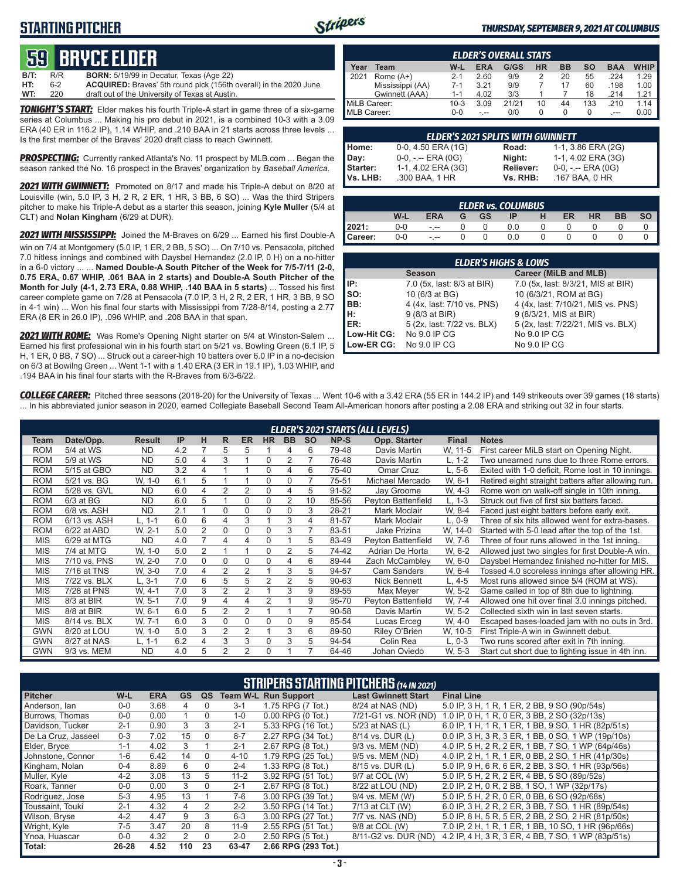# STARTING PITCHER

THURSDAY, SEPTEMBER 9, 2021 AT COLUMBUS

## 59 BRYCE ELDER

**B/T:** R/R **BORN:** 5/19/99 in Decatur, Texas (Age 22)
**HT:** 6-2 **ACQUIRED:** Braves' 5th round pick (156th overall) in the 2020 June
**WT:** 220 draft out of the University of Texas at Austin.

***TONIGHT'S START:*** Elder makes his fourth Triple-A start in game three of a six-game series at Columbus ... Making his pro debut in 2021, is a combined 10-3 with a 3.09 ERA (40 ER in 116.2 IP), 1.14 WHIP, and .210 BAA in 21 starts across three levels ... Is the first member of the Braves' 2020 draft class to reach Gwinnett.

***PROSPECTING:*** Currently ranked Atlanta's No. 11 prospect by MLB.com ... Began the season ranked the No. 16 prospect in the Braves' organization by *Baseball America*.

***2021 WITH GWINNETT:*** Promoted on 8/17 and made his Triple-A debut on 8/20 at Louisville (win, 5.0 IP, 3 H, 2 R, 2 ER, 1 HR, 3 BB, 6 SO) ... Was the third Stripers pitcher to make his Triple-A debut as a starter this season, joining **Kyle Muller** (5/4 at CLT) and **Nolan Kingham** (6/29 at DUR).

***2021 WITH MISSISSIPPI:*** Joined the M-Braves on 6/29 ... Earned his first Double-A win on 7/4 at Montgomery (5.0 IP, 1 ER, 2 BB, 5 SO) ... On 7/10 vs. Pensacola, pitched 7.0 hitless innings and combined with Daysbel Hernandez (2.0 IP, 0 H) on a no-hitter in a 6-0 victory ... ... **Named Double-A South Pitcher of the Week for 7/5-7/11 (2-0, 0.75 ERA, 0.67 WHIP, .061 BAA in 2 starts) and Double-A South Pitcher of the Month for July (4-1, 2.73 ERA, 0.88 WHIP, .140 BAA in 5 starts)** ... Tossed his first career complete game on 7/28 at Pensacola (7.0 IP, 3 H, 2 R, 2 ER, 1 HR, 3 BB, 9 SO in 4-1 win) ... Won his final four starts with Mississippi from 7/28-8/14, posting a 2.77 ERA (8 ER in 26.0 IP), .096 WHIP, and .208 BAA in that span.

***2021 WITH ROME:*** Was Rome's Opening Night starter on 5/4 at Winston-Salem ... Earned his first professional win in his fourth start on 5/21 vs. Bowling Green (6.1 IP, 5 H, 1 ER, 0 BB, 7 SO) ... Struck out a career-high 10 batters over 6.0 IP in a no-decision on 6/3 at Bowling Green ... Went 1-1 with a 1.40 ERA (3 ER in 19.1 IP), 1.03 WHIP, and .194 BAA in his final four starts with the R-Braves from 6/3-6/22.

### ELDER'S OVERALL STATS

| Year | Team | W-L | ERA | G/GS | HR | BB | SO | BAA | WHIP |
|---|---|---|---|---|---|---|---|---|---|
| 2021 | Rome (A+) | 2-1 | 2.60 | 9/9 | 2 | 20 | 55 | .224 | 1.29 |
| | Mississippi (AA) | 7-1 | 3.21 | 9/9 | 7 | 17 | 60 | .198 | 1.00 |
| | Gwinnett (AAA) | 1-1 | 4.02 | 3/3 | 1 | 7 | 18 | .214 | 1.21 |
| MiLB Career: | | 10-3 | 3.09 | 21/21 | 10 | 44 | 133 | .210 | 1.14 |
| MLB Career: | | 0-0 | -.-- | 0/0 | 0 | 0 | 0 | .--- | 0.00 |

### ELDER'S 2021 SPLITS WITH GWINNETT

| | | | |
|---|---|---|---|
| Home: | 0-0, 4.50 ERA (1G) | Road: | 1-1, 3.86 ERA (2G) |
| Day: | 0-0, -.-- ERA (0G) | Night: | 1-1, 4.02 ERA (3G) |
| Starter: | 1-1, 4.02 ERA (3G) | Reliever: | 0-0, -.-- ERA (0G) |
| Vs. LHB: | .300 BAA, 1 HR | Vs. RHB: | .167 BAA, 0 HR |

### ELDER vs. COLUMBUS

| | W-L | ERA | G | GS | IP | H | ER | HR | BB | SO |
|---|---|---|---|---|---|---|---|---|---|---|
| 2021: | 0-0 | -.-- | 0 | 0 | 0.0 | 0 | 0 | 0 | 0 | 0 |
| Career: | 0-0 | -.-- | 0 | 0 | 0.0 | 0 | 0 | 0 | 0 | 0 |

### ELDER'S HIGHS & LOWS

| | Season | Career (MiLB and MLB) |
|---|---|---|
| IP: | 7.0 (5x, last: 8/3 at BIR) | 7.0 (5x, last: 8/3/21, MIS at BIR) |
| SO: | 10 (6/3 at BG) | 10 (6/3/21, ROM at BG) |
| BB: | 4 (4x, last: 7/10 vs. PNS) | 4 (4x, last: 7/10/21, MIS vs. PNS) |
| H: | 9 (8/3 at BIR) | 9 (8/3/21, MIS at BIR) |
| ER: | 5 (2x, last: 7/22 vs. BLX) | 5 (2x, last: 7/22/21, MIS vs. BLX) |
| Low-Hit CG: | No 9.0 IP CG | No 9.0 IP CG |
| Low-ER CG: | No 9.0 IP CG | No 9.0 IP CG |

***COLLEGE CAREER:*** Pitched three seasons (2018-20) for the University of Texas ... Went 10-6 with a 3.42 ERA (55 ER in 144.2 IP) and 149 strikeouts over 39 games (18 starts) ... In his abbreviated junior season in 2020, earned Collegiate Baseball Second Team All-American honors after posting a 2.08 ERA and striking out 32 in four starts.

### ELDER'S 2021 STARTS (ALL LEVELS)

| Team | Date/Opp. | Result | IP | H | R | ER | HR | BB | SO | NP-S | Opp. Starter | Final | Notes |
|---|---|---|---|---|---|---|---|---|---|---|---|---|---|
| ROM | 5/4 at WS | ND | 4.2 | 7 | 5 | 5 | 1 | 4 | 6 | 79-48 | Davis Martin | W, 11-5 | First career MiLB start on Opening Night. |
| ROM | 5/9 at WS | ND | 5.0 | 4 | 3 | 1 | 0 | 2 | 7 | 76-48 | Davis Martin | L, 1-2 | Two unearned runs due to three Rome errors. |
| ROM | 5/15 at GBO | ND | 3.2 | 4 | 1 | 1 | 0 | 4 | 6 | 75-40 | Omar Cruz | L, 5-6 | Exited with 1-0 deficit, Rome lost in 10 innings. |
| ROM | 5/21 vs. BG | W, 1-0 | 6.1 | 5 | 1 | 1 | 0 | 0 | 7 | 75-51 | Michael Mercado | W, 6-1 | Retired eight straight batters after allowing run. |
| ROM | 5/28 vs. GVL | ND | 6.0 | 4 | 2 | 2 | 0 | 4 | 5 | 91-52 | Jay Groome | W, 4-3 | Rome won on walk-off single in 10th inning. |
| ROM | 6/3 at BG | ND | 6.0 | 5 | 1 | 0 | 0 | 2 | 10 | 85-56 | Peyton Battenfield | L, 1-3 | Struck out five of first six batters faced. |
| ROM | 6/8 vs. ASH | ND | 2.1 | 1 | 0 | 0 | 0 | 0 | 3 | 28-21 | Mark Moclair | W, 8-4 | Faced just eight batters before early exit. |
| ROM | 6/13 vs. ASH | L, 1-1 | 6.0 | 6 | 4 | 3 | 1 | 3 | 4 | 81-57 | Mark Moclair | L, 0-9 | Three of six hits allowed went for extra-bases. |
| ROM | 6/22 at ABD | W, 2-1 | 5.0 | 2 | 0 | 0 | 0 | 3 | 7 | 83-51 | Jake Prizina | W, 14-0 | Started with 5-0 lead after the top of the 1st. |
| MIS | 6/29 at MTG | ND | 4.0 | 7 | 4 | 4 | 0 | 1 | 5 | 83-49 | Peyton Battenfield | W, 7-6 | Three of four runs allowed in the 1st inning. |
| MIS | 7/4 at MTG | W, 1-0 | 5.0 | 2 | 1 | 1 | 0 | 2 | 5 | 74-42 | Adrian De Horta | W, 6-2 | Allowed just two singles for first Double-A win. |
| MIS | 7/10 vs. PNS | W, 2-0 | 7.0 | 0 | 0 | 0 | 0 | 4 | 6 | 89-44 | Zach McCambley | W, 6-0 | Daysbel Hernandez finished no-hitter for MIS. |
| MIS | 7/16 at TNS | W, 3-0 | 7.0 | 4 | 2 | 2 | 1 | 3 | 5 | 94-57 | Cam Sanders | W, 6-4 | Tossed 4.0 scoreless innings after allowing HR. |
| MIS | 7/22 vs. BLX | L, 3-1 | 7.0 | 6 | 5 | 5 | 2 | 2 | 5 | 90-63 | Nick Bennett | L, 4-5 | Most runs allowed since 5/4 (ROM at WS). |
| MIS | 7/28 at PNS | W, 4-1 | 7.0 | 3 | 2 | 2 | 1 | 3 | 9 | 89-55 | Max Meyer | W, 5-2 | Game called in top of 8th due to lightning. |
| MIS | 8/3 at BIR | W, 5-1 | 7.0 | 9 | 4 | 4 | 2 | 1 | 9 | 95-70 | Peyton Battenfield | W, 7-4 | Allowed one hit over final 3.0 innings pitched. |
| MIS | 8/8 at BIR | W, 6-1 | 6.0 | 5 | 2 | 2 | 1 | 1 | 7 | 90-58 | Davis Martin | W, 5-2 | Collected sixth win in last seven starts. |
| MIS | 8/14 vs. BLX | W, 7-1 | 6.0 | 3 | 0 | 0 | 0 | 0 | 9 | 85-54 | Lucas Erceg | W, 4-0 | Escaped bases-loaded jam with no outs in 3rd. |
| GWN | 8/20 at LOU | W, 1-0 | 5.0 | 3 | 2 | 2 | 1 | 3 | 6 | 89-50 | Riley O'Brien | W, 10-5 | First Triple-A win in Gwinnett debut. |
| GWN | 8/27 at NAS | L, 1-1 | 6.2 | 4 | 3 | 3 | 0 | 3 | 5 | 94-54 | Colin Rea | L, 0-3 | Two runs scored after exit in 7th inning. |
| GWN | 9/3 vs. MEM | ND | 4.0 | 5 | 2 | 2 | 0 | 1 | 7 | 64-46 | Johan Oviedo | W, 5-3 | Start cut short due to lighting issue in 4th inn. |

### STRIPERS STARTING PITCHERS (14 IN 2021)

| Pitcher | W-L | ERA | GS | QS | Team W-L | Run Support | Last Gwinnett Start | Final Line |
|---|---|---|---|---|---|---|---|---|
| Anderson, Ian | 0-0 | 3.68 | 4 | 0 | 3-1 | 1.75 RPG (7 Tot.) | 8/24 at NAS (ND) | 5.0 IP, 3 H, 1 R, 1 ER, 2 BB, 9 SO (90p/54s) |
| Burrows, Thomas | 0-0 | 0.00 | 1 | 0 | 1-0 | 0.00 RPG (0 Tot.) | 7/21-G1 vs. NOR (ND) | 1.0 IP, 0 H, 1 R, 0 ER, 3 BB, 2 SO (32p/13s) |
| Davidson, Tucker | 2-1 | 0.90 | 3 | 3 | 2-1 | 5.33 RPG (16 Tot.) | 5/23 at NAS (L) | 6.0 IP, 1 H, 1 R, 1 ER, 1 BB, 9 SO, 1 HR (82p/51s) |
| De La Cruz, Jasseel | 0-3 | 7.02 | 15 | 0 | 8-7 | 2.27 RPG (34 Tot.) | 8/14 vs. DUR (L) | 0.0 IP, 3 H, 3 R, 3 ER, 1 BB, 0 SO, 1 WP (19p/10s) |
| Elder, Bryce | 1-1 | 4.02 | 3 | 1 | 2-1 | 2.67 RPG (8 Tot.) | 9/3 vs. MEM (ND) | 4.0 IP, 5 H, 2 R, 2 ER, 1 BB, 7 SO, 1 WP (64p/46s) |
| Johnstone, Connor | 1-6 | 6.42 | 14 | 0 | 4-10 | 1.79 RPG (25 Tot.) | 9/5 vs. MEM (ND) | 4.0 IP, 2 H, 1 R, 1 ER, 0 BB, 2 SO, 1 HR (41p/30s) |
| Kingham, Nolan | 0-4 | 8.89 | 6 | 0 | 2-4 | 1.33 RPG (8 Tot.) | 8/15 vs. DUR (L) | 5.0 IP, 9 H, 6 R, 6 ER, 2 BB, 3 SO, 1 HR (93p/56s) |
| Muller, Kyle | 4-2 | 3.08 | 13 | 5 | 11-2 | 3.92 RPG (51 Tot.) | 9/7 at COL (W) | 5.0 IP, 5 H, 2 R, 2 ER, 4 BB, 5 SO (89p/52s) |
| Roark, Tanner | 0-0 | 0.00 | 3 | 0 | 2-1 | 2.67 RPG (8 Tot.) | 8/22 at LOU (ND) | 2.0 IP, 2 H, 0 R, 2 BB, 1 SO, 1 WP (32p/17s) |
| Rodriguez, Jose | 5-3 | 4.95 | 13 | 1 | 7-6 | 3.00 RPG (39 Tot.) | 9/4 vs. MEM (W) | 5.0 IP, 5 H, 2 R, 0 ER, 0 BB, 6 SO (92p/68s) |
| Toussaint, Touki | 2-1 | 4.32 | 4 | 2 | 2-2 | 3.50 RPG (14 Tot.) | 7/13 at CLT (W) | 6.0 IP, 3 H, 2 R, 2 ER, 3 BB, 7 SO, 1 HR (89p/54s) |
| Wilson, Bryse | 4-2 | 4.47 | 9 | 3 | 6-3 | 3.00 RPG (27 Tot.) | 7/7 vs. NAS (ND) | 5.0 IP, 8 H, 5 R, 5 ER, 2 BB, 2 SO, 2 HR (81p/50s) |
| Wright, Kyle | 7-5 | 3.47 | 20 | 8 | 11-9 | 2.55 RPG (51 Tot.) | 9/8 at COL (W) | 7.0 IP, 2 H, 1 R, 1 ER, 1 BB, 10 SO, 1 HR (96p/66s) |
| Ynoa, Huascar | 0-0 | 4.32 | 2 | 0 | 2-0 | 2.50 RPG (5 Tot.) | 8/11-G2 vs. DUR (ND) | 4.2 IP, 4 H, 3 R, 3 ER, 4 BB, 7 SO, 1 WP (83p/51s) |
| **Total:** | **26-28** | **4.52** | **110** | **23** | **63-47** | **2.66 RPG (293 Tot.)** | | |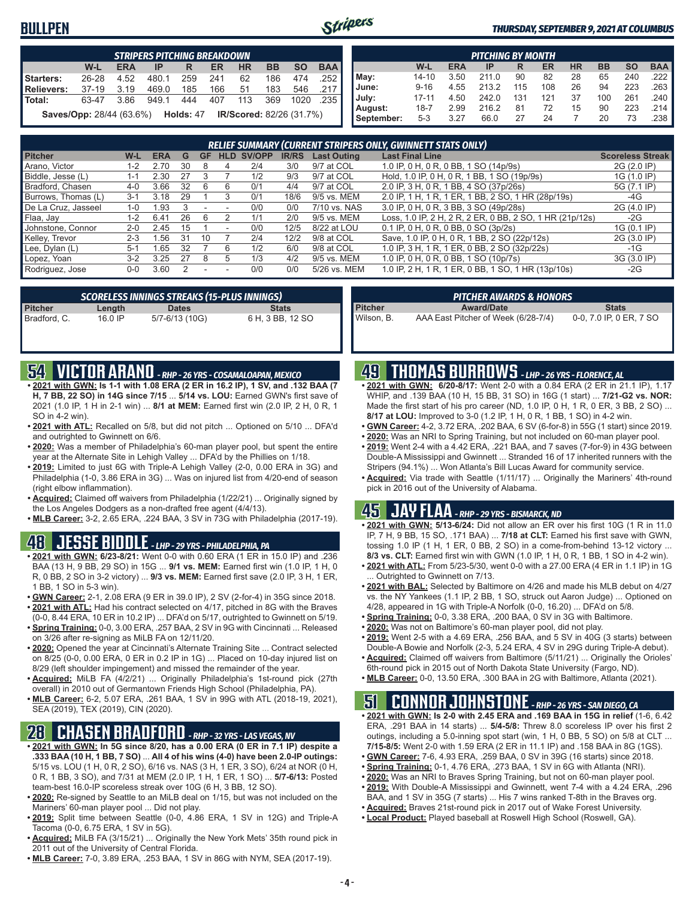# BULLPEN

*THURSDAY, SEPTEMBER 9, 2021 AT COLUMBUS*

### STRIPERS PITCHING BREAKDOWN

| | W-L | ERA | IP | R | ER | HR | BB | SO | BAA |
|---|---|---|---|---|---|---|---|---|---|
| Starters: | 26-28 | 4.52 | 480.1 | 259 | 241 | 62 | 186 | 474 | .252 |
| Relievers: | 37-19 | 3.19 | 469.0 | 185 | 166 | 51 | 183 | 546 | .217 |
| Total: | 63-47 | 3.86 | 949.1 | 444 | 407 | 113 | 369 | 1020 | .235 |

**Saves/Opp:** 28/44 (63.6%) **Holds:** 47 **IR/Scored:** 82/26 (31.7%)

### PITCHING BY MONTH

| | W-L | ERA | IP | R | ER | HR | BB | SO | BAA |
|---|---|---|---|---|---|---|---|---|---|
| May: | 14-10 | 3.50 | 211.0 | 90 | 82 | 28 | 65 | 240 | .222 |
| June: | 9-16 | 4.55 | 213.2 | 115 | 108 | 26 | 94 | 223 | .263 |
| July: | 17-11 | 4.50 | 242.0 | 131 | 121 | 37 | 100 | 261 | .240 |
| August: | 18-7 | 2.99 | 216.2 | 81 | 72 | 15 | 90 | 223 | .214 |
| September: | 5-3 | 3.27 | 66.0 | 27 | 24 | 7 | 20 | 73 | .238 |

### RELIEF SUMMARY (CURRENT STRIPERS ONLY, GWINNETT STATS ONLY)

| Pitcher | W-L | ERA | G | GF | HLD | SV/OPP | IR/RS | Last Outing | Last Final Line | Scoreless Streak |
|---|---|---|---|---|---|---|---|---|---|---|
| Arano, Victor | 1-2 | 2.70 | 30 | 8 | 4 | 2/4 | 3/0 | 9/7 at COL | 1.0 IP, 0 H, 0 R, 0 BB, 1 SO (14p/9s) | 2G (2.0 IP) |
| Biddle, Jesse (L) | 1-1 | 2.30 | 27 | 3 | 7 | 1/2 | 9/3 | 9/7 at COL | Hold, 1.0 IP, 0 H, 0 R, 1 BB, 1 SO (19p/9s) | 1G (1.0 IP) |
| Bradford, Chasen | 4-0 | 3.66 | 32 | 6 | 6 | 0/1 | 4/4 | 9/7 at COL | 2.0 IP, 3 H, 0 R, 1 BB, 4 SO (37p/26s) | 5G (7.1 IP) |
| Burrows, Thomas (L) | 3-1 | 3.18 | 29 | 1 | 3 | 0/1 | 18/6 | 9/5 vs. MEM | 2.0 IP, 1 H, 1 R, 1 ER, 1 BB, 2 SO, 1 HR (28p/19s) | -4G |
| De La Cruz, Jasseel | 1-0 | 1.93 | 3 | - | - | 0/0 | 0/0 | 7/10 vs. NAS | 3.0 IP, 0 H, 0 R, 3 BB, 3 SO (49p/28s) | 2G (4.0 IP) |
| Flaa, Jay | 1-2 | 6.41 | 26 | 6 | 2 | 1/1 | 2/0 | 9/5 vs. MEM | Loss, 1.0 IP, 2 H, 2 R, 2 ER, 0 BB, 2 SO, 1 HR (21p/12s) | -2G |
| Johnstone, Connor | 2-0 | 2.45 | 15 | 1 | - | 0/0 | 12/5 | 8/22 at LOU | 0.1 IP, 0 H, 0 R, 0 BB, 0 SO (3p/2s) | 1G (0.1 IP) |
| Kelley, Trevor | 2-3 | 1.56 | 31 | 10 | 7 | 2/4 | 12/2 | 9/8 at COL | Save, 1.0 IP, 0 H, 0 R, 1 BB, 2 SO (22p/12s) | 2G (3.0 IP) |
| Lee, Dylan (L) | 5-1 | 1.65 | 32 | 7 | 6 | 1/2 | 6/0 | 9/8 at COL | 1.0 IP, 3 H, 1 R, 1 ER, 0 BB, 2 SO (32p/22s) | -1G |
| Lopez, Yoan | 3-2 | 3.25 | 27 | 8 | 5 | 1/3 | 4/2 | 9/5 vs. MEM | 1.0 IP, 0 H, 0 R, 0 BB, 1 SO (10p/7s) | 3G (3.0 IP) |
| Rodriguez, Jose | 0-0 | 3.60 | 2 | - | - | 0/0 | 0/0 | 5/26 vs. MEM | 1.0 IP, 2 H, 1 R, 1 ER, 0 BB, 1 SO, 1 HR (13p/10s) | -2G |

### SCORELESS INNINGS STREAKS (15-PLUS INNINGS)

| Pitcher | Length | Dates | Stats |
|---|---|---|---|
| Bradford, C. | 16.0 IP | 5/7-6/13 (10G) | 6 H, 3 BB, 12 SO |

### PITCHER AWARDS & HONORS

| Pitcher | Award/Date | Stats |
|---|---|---|
| Wilson, B. | AAA East Pitcher of Week (6/28-7/4) | 0-0, 7.0 IP, 0 ER, 7 SO |

## 54 VICTOR ARANO - RHP - 26 YRS - COSAMALOAPAN, MEXICO

- **2021 with GWN: Is 1-1 with 1.08 ERA (2 ER in 16.2 IP), 1 SV, and .132 BAA (7 H, 7 BB, 22 SO) in 14G since 7/15** ... **5/14 vs. LOU:** Earned GWN's first save of 2021 (1.0 IP, 1 H in 2-1 win) ... **8/1 at MEM:** Earned first win (2.0 IP, 2 H, 0 R, 1 SO in 4-2 win).
- **2021 with ATL:** Recalled on 5/8, but did not pitch ... Optioned on 5/10 ... DFA'd and outrighted to Gwinnett on 6/6.
- **2020:** Was a member of Philadelphia's 60-man player pool, but spent the entire year at the Alternate Site in Lehigh Valley ... DFA'd by the Phillies on 1/18.
- **2019:** Limited to just 6G with Triple-A Lehigh Valley (2-0, 0.00 ERA in 3G) and Philadelphia (1-0, 3.86 ERA in 3G) ... Was on injured list from 4/20-end of season (right elbow inflammation).
- **Acquired:** Claimed off waivers from Philadelphia (1/22/21) ... Originally signed by the Los Angeles Dodgers as a non-drafted free agent (4/4/13).
- **MLB Career:** 3-2, 2.65 ERA, .224 BAA, 3 SV in 73G with Philadelphia (2017-19).

## 48 JESSE BIDDLE - LHP - 29 YRS - PHILADELPHIA, PA

- **2021 with GWN: 6/23-8/21:** Went 0-0 with 0.60 ERA (1 ER in 15.0 IP) and .236 BAA (13 H, 9 BB, 29 SO) in 15G ... **9/1 vs. MEM:** Earned first win (1.0 IP, 1 H, 0 R, 0 BB, 2 SO in 3-2 victory) ... **9/3 vs. MEM:** Earned first save (2.0 IP, 3 H, 1 ER, 1 BB, 1 SO in 5-3 win).
- **GWN Career:** 2-1, 2.08 ERA (9 ER in 39.0 IP), 2 SV (2-for-4) in 35G since 2018.
- **2021 with ATL:** Had his contract selected on 4/17, pitched in 8G with the Braves (0-0, 8.44 ERA, 10 ER in 10.2 IP) ... DFA'd on 5/17, outrighted to Gwinnett on 5/19.
- **Spring Training:** 0-0, 3.00 ERA, .257 BAA, 2 SV in 9G with Cincinnati ... Released on 3/26 after re-signing as MiLB FA on 12/11/20.
- **2020:** Opened the year at Cincinnati's Alternate Training Site ... Contract selected on 8/25 (0-0, 0.00 ERA, 0 ER in 0.2 IP in 1G) ... Placed on 10-day injured list on 8/29 (left shoulder impingement) and missed the remainder of the year.
- **Acquired:** MiLB FA (4/2/21) ... Originally Philadelphia's 1st-round pick (27th overall) in 2010 out of Germantown Friends High School (Philadelphia, PA).
- **MLB Career:** 6-2, 5.07 ERA, .261 BAA, 1 SV in 99G with ATL (2018-19, 2021), SEA (2019), TEX (2019), CIN (2020).

## 28 CHASEN BRADFORD - RHP - 32 YRS - LAS VEGAS, NV

- **2021 with GWN: In 5G since 8/20, has a 0.00 ERA (0 ER in 7.1 IP) despite a .333 BAA (10 H, 1 BB, 7 SO)** ... **All 4 of his wins (4-0) have been 2.0-IP outings:** 5/15 vs. LOU (1 H, 0 R, 2 SO), 6/16 vs. NAS (3 H, 1 ER, 3 SO), 6/24 at NOR (0 H, 0 R, 1 BB, 3 SO), and 7/31 at MEM (2.0 IP, 1 H, 1 ER, 1 SO) ... **5/7-6/13:** Posted team-best 16.0-IP scoreless streak over 10G (6 H, 3 BB, 12 SO).
- **2020:** Re-signed by Seattle to an MiLB deal on 1/15, but was not included on the Mariners' 60-man player pool ... Did not play.
- **2019:** Split time between Seattle (0-0, 4.86 ERA, 1 SV in 12G) and Triple-A Tacoma (0-0, 6.75 ERA, 1 SV in 5G).
- **Acquired:** MiLB FA (3/15/21) ... Originally the New York Mets' 35th round pick in 2011 out of the University of Central Florida.
- **MLB Career:** 7-0, 3.89 ERA, .253 BAA, 1 SV in 86G with NYM, SEA (2017-19).

## 49 THOMAS BURROWS - LHP - 26 YRS - FLORENCE, AL

- **2021 with GWN: 6/20-8/17:** Went 2-0 with a 0.84 ERA (2 ER in 21.1 IP), 1.17 WHIP, and .139 BAA (10 H, 15 BB, 31 SO) in 16G (1 start) ... **7/21-G2 vs. NOR:** Made the first start of his pro career (ND, 1.0 IP, 0 H, 1 R, 0 ER, 3 BB, 2 SO) ... **8/17 at LOU:** Improved to 3-0 (1.2 IP, 1 H, 0 R, 1 BB, 1 SO) in 4-2 win.
- **GWN Career:** 4-2, 3.72 ERA, .202 BAA, 6 SV (6-for-8) in 55G (1 start) since 2019.
- **2020:** Was an NRI to Spring Training, but not included on 60-man player pool.
- **2019:** Went 2-4 with a 4.42 ERA, .221 BAA, and 7 saves (7-for-9) in 43G between Double-A Mississippi and Gwinnett ... Stranded 16 of 17 inherited runners with the Stripers (94.1%) ... Won Atlanta's Bill Lucas Award for community service.
- **Acquired:** Via trade with Seattle (1/11/17) ... Originally the Mariners' 4th-round pick in 2016 out of the University of Alabama.

## 45 JAY FLAA - RHP - 29 YRS - BISMARCK, ND

- **2021 with GWN: 5/13-6/24:** Did not allow an ER over his first 10G (1 R in 11.0 IP, 7 H, 9 BB, 15 SO, .171 BAA) ... **7/18 at CLT:** Earned his first save with GWN, tossing 1.0 IP (1 H, 1 ER, 0 BB, 2 SO) in a come-from-behind 13-12 victory ... **8/3 vs. CLT:** Earned first win with GWN (1.0 IP, 1 H, 0 R, 1 BB, 1 SO in 4-2 win).
- **2021 with ATL:** From 5/23-5/30, went 0-0 with a 27.00 ERA (4 ER in 1.1 IP) in 1G ... Outrighted to Gwinnett on 7/13.
- **2021 with BAL:** Selected by Baltimore on 4/26 and made his MLB debut on 4/27 vs. the NY Yankees (1.1 IP, 2 BB, 1 SO, struck out Aaron Judge) ... Optioned on 4/28, appeared in 1G with Triple-A Norfolk (0-0, 16.20) ... DFA'd on 5/8.
- **Spring Training:** 0-0, 3.38 ERA, .200 BAA, 0 SV in 3G with Baltimore.
- **2020:** Was not on Baltimore's 60-man player pool, did not play.
- **2019:** Went 2-5 with a 4.69 ERA, .256 BAA, and 5 SV in 40G (3 starts) between Double-A Bowie and Norfolk (2-3, 5.24 ERA, 4 SV in 29G during Triple-A debut).
- **Acquired:** Claimed off waivers from Baltimore (5/11/21) ... Originally the Orioles' 6th-round pick in 2015 out of North Dakota State University (Fargo, ND).
- **MLB Career:** 0-0, 13.50 ERA, .300 BAA in 2G with Baltimore, Atlanta (2021).

## 51 CONNOR JOHNSTONE - RHP - 26 YRS - SAN DIEGO, CA

- **2021 with GWN: Is 2-0 with 2.45 ERA and .169 BAA in 15G in relief** (1-6, 6.42 ERA, .291 BAA in 14 starts) ... **5/4-5/8:** Threw 8.0 scoreless IP over his first 2 outings, including a 5.0-inning spot start (win, 1 H, 0 BB, 5 SO) on 5/8 at CLT ... **7/15-8/5:** Went 2-0 with 1.59 ERA (2 ER in 11.1 IP) and .158 BAA in 8G (1GS).
- **GWN Career:** 7-6, 4.93 ERA, .259 BAA, 0 SV in 39G (16 starts) since 2018.
- **Spring Training:** 0-1, 4.76 ERA, .273 BAA, 1 SV in 6G with Atlanta (NRI).
- **2020:** Was an NRI to Braves Spring Training, but not on 60-man player pool.
- **2019:** With Double-A Mississippi and Gwinnett, went 7-4 with a 4.24 ERA, .296 BAA, and 1 SV in 35G (7 starts) ... His 7 wins ranked T-8th in the Braves org.
- **Acquired:** Braves 21st-round pick in 2017 out of Wake Forest University.
- **Local Product:** Played baseball at Roswell High School (Roswell, GA).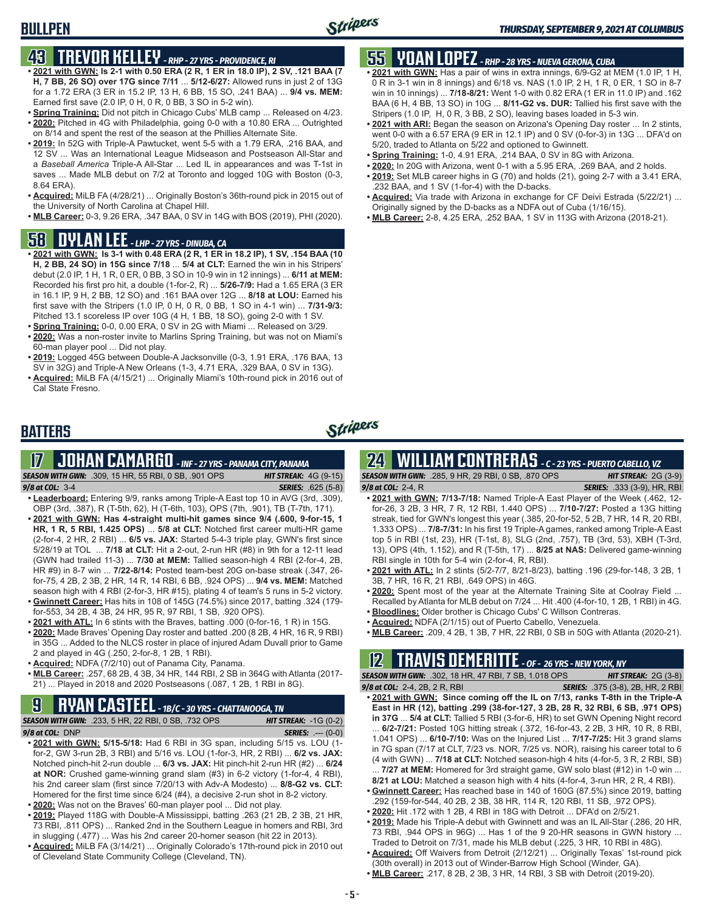## BULLPEN

### 43 TREVOR KELLEY - RHP - 27 YRS - PROVIDENCE, RI

- **2021 with GWN: Is 2-1 with 0.50 ERA (2 R, 1 ER in 18.0 IP), 2 SV, .121 BAA (7 H, 7 BB, 26 SO) over 17G since 7/11** ... **5/12-6/27:** Allowed runs in just 2 of 13G for a 1.72 ERA (3 ER in 15.2 IP, 13 H, 6 BB, 15 SO, .241 BAA) ... **9/4 vs. MEM:** Earned first save (2.0 IP, 0 H, 0 R, 0 BB, 3 SO in 5-2 win).
- **Spring Training:** Did not pitch in Chicago Cubs' MLB camp ... Released on 4/23.
- **2020:** Pitched in 4G with Philadelphia, going 0-0 with a 10.80 ERA ... Outrighted on 8/14 and spent the rest of the season at the Phillies Alternate Site.
- **2019:** In 52G with Triple-A Pawtucket, went 5-5 with a 1.79 ERA, .216 BAA, and 12 SV ... Was an International League Midseason and Postseason All-Star and a *Baseball America* Triple-A All-Star ... Led IL in appearances and was T-1st in saves ... Made MLB debut on 7/2 at Toronto and logged 10G with Boston (0-3, 8.64 ERA).
- **Acquired:** MiLB FA (4/28/21) ... Originally Boston's 36th-round pick in 2015 out of the University of North Carolina at Chapel Hill.
- **MLB Career:** 0-3, 9.26 ERA, .347 BAA, 0 SV in 14G with BOS (2019), PHI (2020).

### 58 DYLAN LEE - LHP - 27 YRS - DINUBA, CA

- **2021 with GWN: Is 3-1 with 0.48 ERA (2 R, 1 ER in 18.2 IP), 1 SV, .154 BAA (10 H, 2 BB, 24 SO) in 15G since 7/18** ... **5/4 at CLT:** Earned the win in his Stripers' debut (2.0 IP, 1 H, 1 R, 0 ER, 0 BB, 3 SO in 10-9 win in 12 innings) ... **6/11 at MEM:** Recorded his first pro hit, a double (1-for-2, R) ... **5/26-7/9:** Had a 1.65 ERA (3 ER in 16.1 IP, 9 H, 2 BB, 12 SO) and .161 BAA over 12G ... **8/18 at LOU:** Earned his first save with the Stripers (1.0 IP, 0 H, 0 R, 0 BB, 1 SO in 4-1 win) ... **7/31-9/3:** Pitched 13.1 scoreless IP over 10G (4 H, 1 BB, 18 SO), going 2-0 with 1 SV.
- **Spring Training:** 0-0, 0.00 ERA, 0 SV in 2G with Miami ... Released on 3/29.
- **2020:** Was a non-roster invite to Marlins Spring Training, but was not on Miami's 60-man player pool ... Did not play.
- **2019:** Logged 45G between Double-A Jacksonville (0-3, 1.91 ERA, .176 BAA, 13 SV in 32G) and Triple-A New Orleans (1-3, 4.71 ERA, .329 BAA, 0 SV in 13G).
- **Acquired:** MiLB FA (4/15/21) ... Originally Miami's 10th-round pick in 2016 out of Cal State Fresno.

### 55 YOAN LOPEZ - RHP - 28 YRS - NUEVA GERONA, CUBA

- **2021 with GWN:** Has a pair of wins in extra innings, 6/9-G2 at MEM (1.0 IP, 1 H, 0 R in 3-1 win in 8 innings) and 6/18 vs. NAS (1.0 IP, 2 H, 1 R, 0 ER, 1 SO in 8-7 win in 10 innings) ... **7/18-8/21:** Went 1-0 with 0.82 ERA (1 ER in 11.0 IP) and .162 BAA (6 H, 4 BB, 13 SO) in 10G ... **8/11-G2 vs. DUR:** Tallied his first save with the Stripers (1.0 IP, 1 H, 0 R, 3 BB, 2 SO), leaving bases loaded in 5-3 win.
- **2021 with ARI:** Began the season on Arizona's Opening Day roster ... In 2 stints, went 0-0 with a 6.57 ERA (9 ER in 12.1 IP) and 0 SV (0-for-3) in 13G ... DFA'd on 5/20, traded to Atlanta on 5/22 and optioned to Gwinnett.
- **Spring Training:** 1-0, 4.91 ERA, .214 BAA, 0 SV in 8G with Arizona.
- **2020:** In 20G with Arizona, went 0-1 with a 5.95 ERA, .269 BAA, and 2 holds.
- **2019:** Set MLB career highs in G (70) and holds (21), going 2-7 with a 3.41 ERA, .232 BAA, and 1 SV (1-for-4) with the D-backs.
- **Acquired:** Via trade with Arizona in exchange for CF Deivi Estrada (5/22/21) ... Originally signed by the D-backs as a NDFA out of Cuba (1/16/15).
- **MLB Career:** 2-8, 4.25 ERA, .252 BAA, 1 SV in 113G with Arizona (2018-21).

## BATTERS

### 17 JOHAN CAMARGO - INF - 27 YRS - PANAMA CITY, PANAMA

*SEASON WITH GWN:* .309, 15 HR, 55 RBI, 0 SB, .901 OPS — *HIT STREAK:* 4G (9-15)
*9/8 at COL:* 3-4 — *SERIES:* .625 (5-8)

- **Leaderboard:** Entering 9/9, ranks among Triple-A East top 10 in AVG (3rd, .309), OBP (3rd, .387), R (T-5th, 62), H (T-6th, 103), OPS (7th, .901), TB (T-7th, 171).
- **2021 with GWN: Has 4-straight multi-hit games since 9/4 (.600, 9-for-15, 1 HR, 1 R, 5 RBI, 1.425 OPS)** ... **5/8 at CLT:** Notched first career multi-HR game (2-for-4, 2 HR, 2 RBI) ... **6/5 vs. JAX:** Started 5-4-3 triple play, GWN's first since 5/28/19 at TOL ... **7/18 at CLT:** Hit a 2-out, 2-run HR (#8) in 9th for a 12-11 lead (GWN had trailed 11-3) ... **7/30 at MEM:** Tallied season-high 4 RBI (2-for-4, 2B, HR #9) in 8-7 win ... **7/22-8/14:** Posted team-best 20G on-base streak (.347, 26-for-75, 4 2B, 2 3B, 2 HR, 14 R, 14 RBI, 6 BB, .924 OPS) ... **9/4 vs. MEM:** Matched season high with 4 RBI (2-for-3, HR #15), plating 4 of team's 5 runs in 5-2 victory.
- **Gwinnett Career:** Has hits in 108 of 145G (74.5%) since 2017, batting .324 (179-for-553, 34 2B, 4 3B, 24 HR, 95 R, 97 RBI, 1 SB, .920 OPS).
- **2021 with ATL:** In 6 stints with the Braves, batting .000 (0-for-16, 1 R) in 15G.
- **2020:** Made Braves' Opening Day roster and batted .200 (8 2B, 4 HR, 16 R, 9 RBI) in 35G ... Added to the NLCS roster in place of injured Adam Duvall prior to Game 2 and played in 4G (.250, 2-for-8, 1 2B, 1 RBI).
- **Acquired:** NDFA (7/2/10) out of Panama City, Panama.
- **MLB Career:** .257, 68 2B, 4 3B, 34 HR, 144 RBI, 2 SB in 364G with Atlanta (2017-21) ... Played in 2018 and 2020 Postseasons (.087, 1 2B, 1 RBI in 8G).

### 9 RYAN CASTEEL - 1B/C - 30 YRS - CHATTANOOGA, TN

*SEASON WITH GWN:* .233, 5 HR, 22 RBI, 0 SB, .732 OPS — *HIT STREAK:* -1G (0-2)
*9/8 at COL:* DNP — *SERIES:* .--- (0-0)

- **2021 with GWN: 5/15-5/18:** Had 6 RBI in 3G span, including 5/15 vs. LOU (1-for-2, GW 3-run 2B, 3 RBI) and 5/16 vs. LOU (1-for-3, HR, 2 RBI) ... **6/2 vs. JAX:** Notched pinch-hit 2-run double ... **6/3 vs. JAX:** Hit pinch-hit 2-run HR (#2) ... **6/24 at NOR:** Crushed game-winning grand slam (#3) in 6-2 victory (1-for-4, 4 RBI), his 2nd career slam (first since 7/20/13 with Adv-A Modesto) ... **8/8-G2 vs. CLT:** Homered for the first time since 6/24 (#4), a decisive 2-run shot in 8-2 victory.
- **2020:** Was not on the Braves' 60-man player pool ... Did not play.
- **2019:** Played 118G with Double-A Mississippi, batting .263 (21 2B, 2 3B, 21 HR, 73 RBI, .811 OPS) ... Ranked 2nd in the Southern League in homers and RBI, 3rd in slugging (.477) ... Was his 2nd career 20-homer season (hit 22 in 2013).
- **Acquired:** MiLB FA (3/14/21) ... Originally Colorado's 17th-round pick in 2010 out of Cleveland State Community College (Cleveland, TN).

### 24 WILLIAM CONTRERAS - C - 23 YRS - PUERTO CABELLO, VZ

*SEASON WITH GWN:* .285, 9 HR, 29 RBI, 0 SB, .870 OPS — *HIT STREAK:* 2G (3-9)
*9/8 at COL:* 2-4, R — *SERIES:* .333 (3-9), HR, RBI

- **2021 with GWN: 7/13-7/18:** Named Triple-A East Player of the Week (.462, 12-for-26, 3 2B, 3 HR, 7 R, 12 RBI, 1.440 OPS) ... **7/10-7/27:** Posted a 13G hitting streak, tied for GWN's longest this year (.385, 20-for-52, 5 2B, 7 HR, 14 R, 20 RBI, 1.333 OPS) ... **7/8-7/31:** In his first 19 Triple-A games, ranked among Triple-A East top 5 in RBI (1st, 23), HR (T-1st, 8), SLG (2nd, .757), TB (3rd, 53), XBH (T-3rd, 13), OPS (4th, 1.152), and R (T-5th, 17) ... **8/25 at NAS:** Delivered game-winning RBI single in 10th for 5-4 win (2-for-4, R, RBI).
- **2021 with ATL:** In 2 stints (5/2-7/7, 8/21-8/23), batting .196 (29-for-148, 3 2B, 1 3B, 7 HR, 16 R, 21 RBI, .649 OPS) in 46G.
- **2020:** Spent most of the year at the Alternate Training Site at Coolray Field ... Recalled by Atlanta for MLB debut on 7/24 ... Hit .400 (4-for-10, 1 2B, 1 RBI) in 4G.
- **Bloodlines:** Older brother is Chicago Cubs' C Willson Contreras.
- **Acquired:** NDFA (2/1/15) out of Puerto Cabello, Venezuela.
- **MLB Career:** .209, 4 2B, 1 3B, 7 HR, 22 RBI, 0 SB in 50G with Atlanta (2020-21).

### 12 TRAVIS DEMERITTE - OF - 26 YRS - NEW YORK, NY

*SEASON WITH GWN:* .302, 18 HR, 47 RBI, 7 SB, 1.018 OPS — *HIT STREAK:* 2G (3-8)
*9/8 at COL:* 2-4, 2B, 2 R, RBI — *SERIES:* .375 (3-8), 2B, HR, 2 RBI

- **2021 with GWN: Since coming off the IL on 7/13, ranks T-8th in the Triple-A East in HR (12), batting .299 (38-for-127, 3 2B, 28 R, 32 RBI, 6 SB, .971 OPS) in 37G** ... **5/4 at CLT:** Tallied 5 RBI (3-for-6, HR) to set GWN Opening Night record ... **6/2-7/21:** Posted 10G hitting streak (.372, 16-for-43, 2 2B, 3 HR, 10 R, 8 RBI, 1.041 OPS) ... **6/10-7/10:** Was on the Injured List ... **7/17-7/25:** Hit 3 grand slams in 7G span (7/17 at CLT, 7/23 vs. NOR, 7/25 vs. NOR), raising his career total to 6 (4 with GWN) ... **7/18 at CLT:** Notched season-high 4 hits (4-for-5, 3 R, 2 RBI, SB) ... **7/27 at MEM:** Homered for 3rd straight game, GW solo blast (#12) in 1-0 win ... **8/21 at LOU:** Matched a season high with 4 hits (4-for-4, 3-run HR, 2 R, 4 RBI).
- **Gwinnett Career:** Has reached base in 140 of 160G (87.5%) since 2019, batting .292 (159-for-544, 40 2B, 2 3B, 38 HR, 114 R, 120 RBI, 11 SB, .972 OPS).
- **2020:** Hit .172 with 1 2B, 4 RBI in 18G with Detroit ... DFA'd on 2/5/21.
- **2019:** Made his Triple-A debut with Gwinnett and was an IL All-Star (.286, 20 HR, 73 RBI, .944 OPS in 96G) ... Has 1 of the 9 20-HR seasons in GWN history ... Traded to Detroit on 7/31, made his MLB debut (.225, 3 HR, 10 RBI in 48G).
- **Acquired:** Off Waivers from Detroit (2/12/21) ... Originally Texas' 1st-round pick (30th overall) in 2013 out of Winder-Barrow High School (Winder, GA).
- **MLB Career:** .217, 8 2B, 2 3B, 3 HR, 14 RBI, 3 SB with Detroit (2019-20).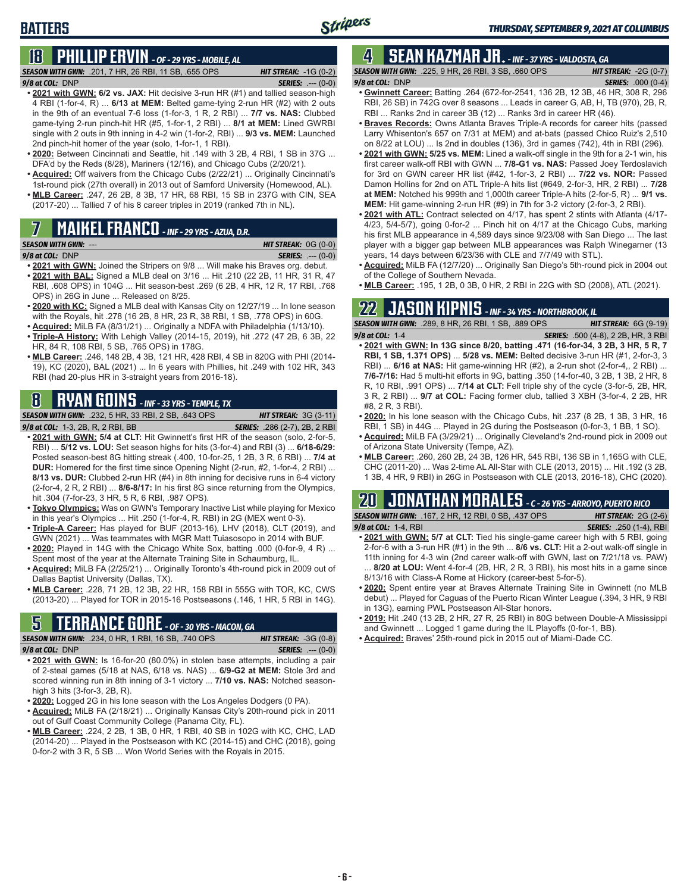## BATTERS

*THURSDAY, SEPTEMBER 9, 2021 AT COLUMBUS*

### 18 PHILLIP ERVIN - OF - 29 YRS - MOBILE, AL

**SEASON WITH GWN:** .201, 7 HR, 26 RBI, 11 SB, .655 OPS — **HIT STREAK:** -1G (0-2)
**9/8 at COL:** DNP — **SERIES:** .--- (0-0)

- **2021 with GWN: 6/2 vs. JAX:** Hit decisive 3-run HR (#1) and tallied season-high 4 RBI (1-for-4, R) ... **6/13 at MEM:** Belted game-tying 2-run HR (#2) with 2 outs in the 9th of an eventual 7-6 loss (1-for-3, 1 R, 2 RBI) ... **7/7 vs. NAS:** Clubbed game-tying 2-run pinch-hit HR (#5, 1-for-1, 2 RBI) ... **8/1 at MEM:** Lined GWRBI single with 2 outs in 9th inning in 4-2 win (1-for-2, RBI) ... **9/3 vs. MEM:** Launched 2nd pinch-hit homer of the year (solo, 1-for-1, 1 RBI).
- **2020:** Between Cincinnati and Seattle, hit .149 with 3 2B, 4 RBI, 1 SB in 37G ... DFA'd by the Reds (8/28), Mariners (12/16), and Chicago Cubs (2/20/21).
- **Acquired:** Off waivers from the Chicago Cubs (2/22/21) ... Originally Cincinnati's 1st-round pick (27th overall) in 2013 out of Samford University (Homewood, AL).
- **MLB Career:** .247, 26 2B, 8 3B, 17 HR, 68 RBI, 15 SB in 237G with CIN, SEA (2017-20) ... Tallied 7 of his 8 career triples in 2019 (ranked 7th in NL).

### 7 MAIKEL FRANCO - INF - 29 YRS - AZUA, D.R.

**SEASON WITH GWN:** --- — **HIT STREAK:** 0G (0-0)
**9/8 at COL:** DNP — **SERIES:** .--- (0-0)

- **2021 with GWN:** Joined the Stripers on 9/8 ... Will make his Braves org. debut.
- **2021 with BAL:** Signed a MLB deal on 3/16 ... Hit .210 (22 2B, 11 HR, 31 R, 47 RBI, .608 OPS) in 104G ... Hit season-best .269 (6 2B, 4 HR, 12 R, 17 RBI, .768 OPS) in 26G in June ... Released on 8/25.
- **2020 with KC:** Signed a MLB deal with Kansas City on 12/27/19 ... In lone season with the Royals, hit .278 (16 2B, 8 HR, 23 R, 38 RBI, 1 SB, .778 OPS) in 60G.
- **Acquired:** MiLB FA (8/31/21) ... Originally a NDFA with Philadelphia (1/13/10).
- **Triple-A History:** With Lehigh Valley (2014-15, 2019), hit .272 (47 2B, 6 3B, 22 HR, 84 R, 108 RBI, 5 SB, .765 OPS) in 178G.
- **MLB Career:** .246, 148 2B, 4 3B, 121 HR, 428 RBI, 4 SB in 820G with PHI (2014-19), KC (2020), BAL (2021) ... In 6 years with Phillies, hit .249 with 102 HR, 343 RBI (had 20-plus HR in 3-straight years from 2016-18).

### 8 RYAN GOINS - INF - 33 YRS - TEMPLE, TX

**SEASON WITH GWN:** .232, 5 HR, 33 RBI, 2 SB, .643 OPS — **HIT STREAK:** 3G (3-11)
**9/8 at COL:** 1-3, 2B, R, 2 RBI, BB — **SERIES:** .286 (2-7), 2B, 2 RBI

- **2021 with GWN: 5/4 at CLT:** Hit Gwinnett's first HR of the season (solo, 2-for-5, RBI) ... **5/12 vs. LOU:** Set season highs for hits (3-for-4) and RBI (3) ... **6/18-6/29:** Posted season-best 8G hitting streak (.400, 10-for-25, 1 2B, 3 R, 6 RBI) ... **7/4 at DUR:** Homered for the first time since Opening Night (2-run, #2, 1-for-4, 2 RBI) ... **8/13 vs. DUR:** Clubbed 2-run HR (#4) in 8th inning for decisive runs in 6-4 victory (2-for-4, 2 R, 2 RBI) ... **8/6-8/17:** In his first 8G since returning from the Olympics, hit .304 (7-for-23, 3 HR, 5 R, 6 RBI, .987 OPS).
- **Tokyo Olympics:** Was on GWN's Temporary Inactive List while playing for Mexico in this year's Olympics ... Hit .250 (1-for-4, R, RBI) in 2G (MEX went 0-3).
- **Triple-A Career:** Has played for BUF (2013-16), LHV (2018), CLT (2019), and GWN (2021) ... Was teammates with MGR Matt Tuiasosopo in 2014 with BUF.
- **2020:** Played in 14G with the Chicago White Sox, batting .000 (0-for-9, 4 R) ... Spent most of the year at the Alternate Training Site in Schaumburg, IL.
- **Acquired:** MiLB FA (2/25/21) ... Originally Toronto's 4th-round pick in 2009 out of Dallas Baptist University (Dallas, TX).
- **MLB Career:** .228, 71 2B, 12 3B, 22 HR, 158 RBI in 555G with TOR, KC, CWS (2013-20) ... Played for TOR in 2015-16 Postseasons (.146, 1 HR, 5 RBI in 14G).

### 5 TERRANCE GORE - OF - 30 YRS - MACON, GA

**SEASON WITH GWN:** .234, 0 HR, 1 RBI, 16 SB, .740 OPS — **HIT STREAK:** -3G (0-8)
**9/8 at COL:** DNP — **SERIES:** .--- (0-0)

- **2021 with GWN:** Is 16-for-20 (80.0%) in stolen base attempts, including a pair of 2-steal games (5/18 at NAS, 6/18 vs. NAS) ... **6/9-G2 at MEM:** Stole 3rd and scored winning run in 8th inning of 3-1 victory ... **7/10 vs. NAS:** Notched season-high 3 hits (3-for-3, 2B, R).
- **2020:** Logged 2G in his lone season with the Los Angeles Dodgers (0 PA).
- **Acquired:** MiLB FA (2/18/21) ... Originally Kansas City's 20th-round pick in 2011 out of Gulf Coast Community College (Panama City, FL).
- **MLB Career:** .224, 2 2B, 1 3B, 0 HR, 1 RBI, 40 SB in 102G with KC, CHC, LAD (2014-20) ... Played in the Postseason with KC (2014-15) and CHC (2018), going 0-for-2 with 3 R, 5 SB ... Won World Series with the Royals in 2015.

### 4 SEAN KAZMAR JR. - INF - 37 YRS - VALDOSTA, GA

**SEASON WITH GWN:** .225, 9 HR, 26 RBI, 3 SB, .660 OPS — **HIT STREAK:** -2G (0-7)
**9/8 at COL:** DNP — **SERIES:** .000 (0-4)

- **Gwinnett Career:** Batting .264 (672-for-2541, 136 2B, 12 3B, 46 HR, 308 R, 296 RBI, 26 SB) in 742G over 8 seasons ... Leads in career G, AB, H, TB (970), 2B, R, RBI ... Ranks 2nd in career 3B (12) ... Ranks 3rd in career HR (46).
- **Braves Records:** Owns Atlanta Braves Triple-A records for career hits (passed Larry Whisenton's 657 on 7/31 at MEM) and at-bats (passed Chico Ruiz's 2,510 on 8/22 at LOU) ... Is 2nd in doubles (136), 3rd in games (742), 4th in RBI (296).
- **2021 with GWN: 5/25 vs. MEM:** Lined a walk-off single in the 9th for a 2-1 win, his first career walk-off RBI with GWN ... **7/8-G1 vs. NAS:** Passed Joey Terdoslavich for 3rd on GWN career HR list (#42, 1-for-3, 2 RBI) ... **7/22 vs. NOR:** Passed Damon Hollins for 2nd on ATL Triple-A hits list (#649, 2-for-3, HR, 2 RBI) ... **7/28 at MEM:** Notched his 999th and 1,000th career Triple-A hits (2-for-5, R) ... **9/1 vs. MEM:** Hit game-winning 2-run HR (#9) in 7th for 3-2 victory (2-for-3, 2 RBI).
- **2021 with ATL:** Contract selected on 4/17, has spent 2 stints with Atlanta (4/17-4/23, 5/4-5/7), going 0-for-2 ... Pinch hit on 4/17 at the Chicago Cubs, marking his first MLB appearance in 4,589 days since 9/23/08 with San Diego ... The last player with a bigger gap between MLB appearances was Ralph Winegarner (13 years, 14 days between 6/23/36 with CLE and 7/7/49 with STL).
- **Acquired:** MiLB FA (12/7/20) ... Originally San Diego's 5th-round pick in 2004 out of the College of Southern Nevada.
- **MLB Career:** .195, 1 2B, 0 3B, 0 HR, 2 RBI in 22G with SD (2008), ATL (2021).

### 22 JASON KIPNIS - INF - 34 YRS - NORTHBROOK, IL

**SEASON WITH GWN:** .289, 8 HR, 26 RBI, 1 SB, .889 OPS — **HIT STREAK:** 6G (9-19)
**9/8 at COL:** 1-4 — **SERIES:** .500 (4-8), 2 2B, HR, 3 RBI

- **2021 with GWN: In 13G since 8/20, batting .471 (16-for-34, 3 2B, 3 HR, 5 R, 7 RBI, 1 SB, 1.371 OPS)** ... **5/28 vs. MEM:** Belted decisive 3-run HR (#1, 2-for-3, 3 RBI) ... **6/16 at NAS:** Hit game-winning HR (#2), a 2-run shot (2-for-4,, 2 RBI) ... **7/6-7/16:** Had 5 multi-hit efforts in 9G, batting .350 (14-for-40, 3 2B, 1 3B, 2 HR, 8 R, 10 RBI, .991 OPS) ... **7/14 at CLT:** Fell triple shy of the cycle (3-for-5, 2B, HR, 3 R, 2 RBI) ... **9/7 at COL:** Facing former club, tallied 3 XBH (3-for-4, 2 2B, HR #8, 2 R, 3 RBI).
- **2020:** In his lone season with the Chicago Cubs, hit .237 (8 2B, 1 3B, 3 HR, 16 RBI, 1 SB) in 44G ... Played in 2G during the Postseason (0-for-3, 1 BB, 1 SO).
- **Acquired:** MiLB FA (3/29/21) ... Originally Cleveland's 2nd-round pick in 2009 out of Arizona State University (Tempe, AZ).
- **MLB Career:** .260, 260 2B, 24 3B, 126 HR, 545 RBI, 136 SB in 1,165G with CLE, CHC (2011-20) ... Was 2-time AL All-Star with CLE (2013, 2015) ... Hit .192 (3 2B, 1 3B, 4 HR, 9 RBI) in 26G in Postseason with CLE (2013, 2016-18), CHC (2020).

### 20 JONATHAN MORALES - C - 26 YRS - ARROYO, PUERTO RICO

**SEASON WITH GWN:** .167, 2 HR, 12 RBI, 0 SB, .437 OPS — **HIT STREAK:** 2G (2-6)
**9/8 at COL:** 1-4, RBI — **SERIES:** .250 (1-4), RBI

- **2021 with GWN: 5/7 at CLT:** Tied his single-game career high with 5 RBI, going 2-for-6 with a 3-run HR (#1) in the 9th ... **8/6 vs. CLT:** Hit a 2-out walk-off single in 11th inning for 4-3 win (2nd career walk-off with GWN, last on 7/21/18 vs. PAW) ... **8/20 at LOU:** Went 4-for-4 (2B, HR, 2 R, 3 RBI), his most hits in a game since 8/13/16 with Class-A Rome at Hickory (career-best 5-for-5).
- **2020:** Spent entire year at Braves Alternate Training Site in Gwinnett (no MLB debut) ... Played for Caguas of the Puerto Rican Winter League (.394, 3 HR, 9 RBI in 13G), earning PWL Postseason All-Star honors.
- **2019:** Hit .240 (13 2B, 2 HR, 27 R, 25 RBI) in 80G between Double-A Mississippi and Gwinnett ... Logged 1 game during the IL Playoffs (0-for-1, BB).
- **Acquired:** Braves' 25th-round pick in 2015 out of Miami-Dade CC.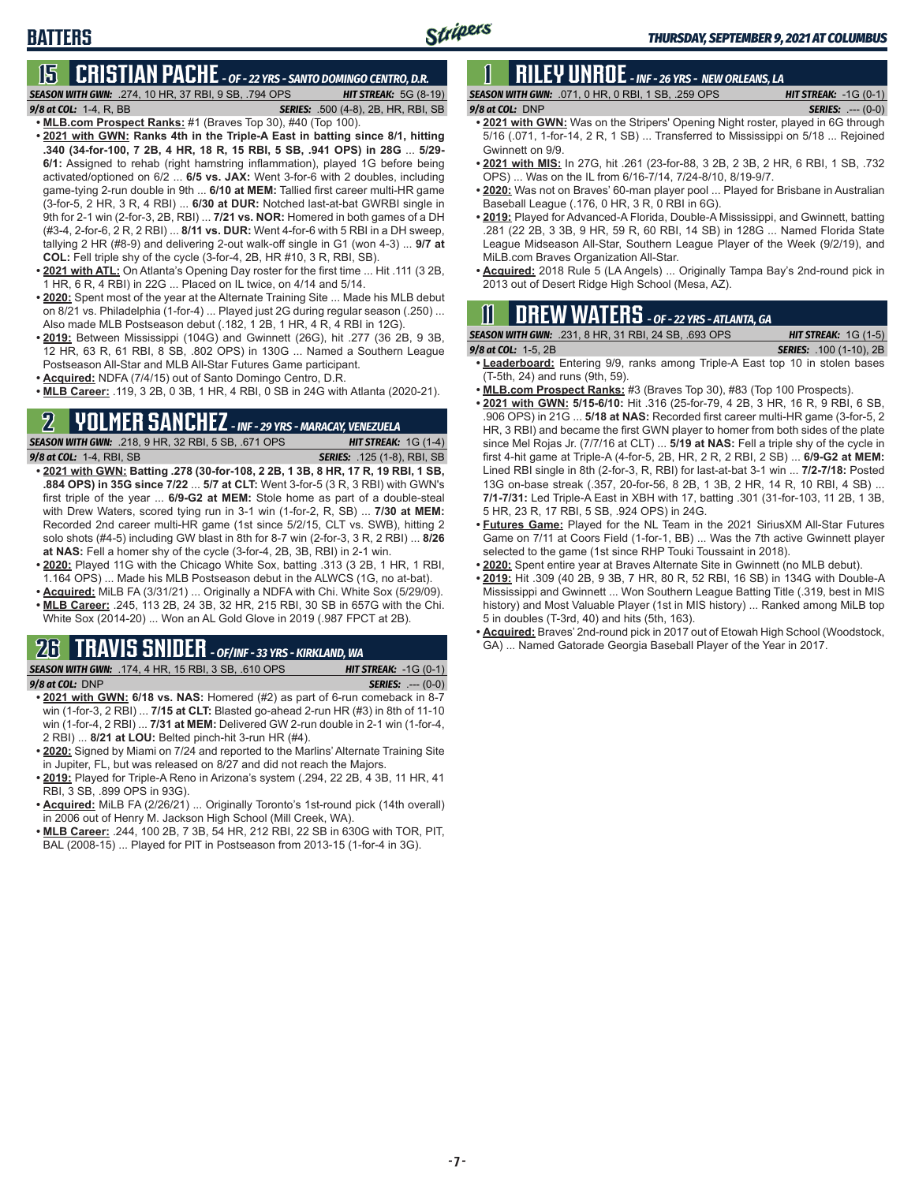# BATTERS

## 15 CRISTIAN PACHE - OF - 22 YRS - SANTO DOMINGO CENTRO, D.R.

***SEASON WITH GWN:*** .274, 10 HR, 37 RBI, 9 SB, .794 OPS — ***HIT STREAK:*** 5G (8-19)

***9/8 at COL:*** 1-4, R, BB — ***SERIES:*** .500 (4-8), 2B, HR, RBI, SB

- **MLB.com Prospect Ranks:** #1 (Braves Top 30), #40 (Top 100).
- **2021 with GWN: Ranks 4th in the Triple-A East in batting since 8/1, hitting .340 (34-for-100, 7 2B, 4 HR, 18 R, 15 RBI, 5 SB, .941 OPS) in 28G** ... **5/29-6/1:** Assigned to rehab (right hamstring inflammation), played 1G before being activated/optioned on 6/2 ... **6/5 vs. JAX:** Went 3-for-6 with 2 doubles, including game-tying 2-run double in 9th ... **6/10 at MEM:** Tallied first career multi-HR game (3-for-5, 2 HR, 3 R, 4 RBI) ... **6/30 at DUR:** Notched last-at-bat GWRBI single in 9th for 2-1 win (2-for-3, 2B, RBI) ... **7/21 vs. NOR:** Homered in both games of a DH (#3-4, 2-for-6, 2 R, 2 RBI) ... **8/11 vs. DUR:** Went 4-for-6 with 5 RBI in a DH sweep, tallying 2 HR (#8-9) and delivering 2-out walk-off single in G1 (won 4-3) ... **9/7 at COL:** Fell triple shy of the cycle (3-for-4, 2B, HR #10, 3 R, RBI, SB).
- **2021 with ATL:** On Atlanta's Opening Day roster for the first time ... Hit .111 (3 2B, 1 HR, 6 R, 4 RBI) in 22G ... Placed on IL twice, on 4/14 and 5/14.
- **2020:** Spent most of the year at the Alternate Training Site ... Made his MLB debut on 8/21 vs. Philadelphia (1-for-4) ... Played just 2G during regular season (.250) ... Also made MLB Postseason debut (.182, 1 2B, 1 HR, 4 R, 4 RBI in 12G).
- **2019:** Between Mississippi (104G) and Gwinnett (26G), hit .277 (36 2B, 9 3B, 12 HR, 63 R, 61 RBI, 8 SB, .802 OPS) in 130G ... Named a Southern League Postseason All-Star and MLB All-Star Futures Game participant.
- **Acquired:** NDFA (7/4/15) out of Santo Domingo Centro, D.R.
- **MLB Career:** .119, 3 2B, 0 3B, 1 HR, 4 RBI, 0 SB in 24G with Atlanta (2020-21).

## 2 YOLMER SANCHEZ - INF - 29 YRS - MARACAY, VENEZUELA

***SEASON WITH GWN:*** .218, 9 HR, 32 RBI, 5 SB, .671 OPS — ***HIT STREAK:*** 1G (1-4)

***9/8 at COL:*** 1-4, RBI, SB — ***SERIES:*** .125 (1-8), RBI, SB

- **2021 with GWN: Batting .278 (30-for-108, 2 2B, 1 3B, 8 HR, 17 R, 19 RBI, 1 SB, .884 OPS) in 35G since 7/22** ... **5/7 at CLT:** Went 3-for-5 (3 R, 3 RBI) with GWN's first triple of the year ... **6/9-G2 at MEM:** Stole home as part of a double-steal with Drew Waters, scored tying run in 3-1 win (1-for-2, R, SB) ... **7/30 at MEM:** Recorded 2nd career multi-HR game (1st since 5/2/15, CLT vs. SWB), hitting 2 solo shots (#4-5) including GW blast in 8th for 8-7 win (2-for-3, 3 R, 2 RBI) ... **8/26 at NAS:** Fell a homer shy of the cycle (3-for-4, 2B, 3B, RBI) in 2-1 win.
- **2020:** Played 11G with the Chicago White Sox, batting .313 (3 2B, 1 HR, 1 RBI, 1.164 OPS) ... Made his MLB Postseason debut in the ALWCS (1G, no at-bat).
- **Acquired:** MiLB FA (3/31/21) ... Originally a NDFA with Chi. White Sox (5/29/09).
- **MLB Career:** .245, 113 2B, 24 3B, 32 HR, 215 RBI, 30 SB in 657G with the Chi. White Sox (2014-20) ... Won an AL Gold Glove in 2019 (.987 FPCT at 2B).

## 26 TRAVIS SNIDER - OF/INF - 33 YRS - KIRKLAND, WA

***SEASON WITH GWN:*** .174, 4 HR, 15 RBI, 3 SB, .610 OPS — ***HIT STREAK:*** -1G (0-1)

***9/8 at COL:*** DNP — ***SERIES:*** .--- (0-0)

- **2021 with GWN: 6/18 vs. NAS:** Homered (#2) as part of 6-run comeback in 8-7 win (1-for-3, 2 RBI) ... **7/15 at CLT:** Blasted go-ahead 2-run HR (#3) in 8th of 11-10 win (1-for-4, 2 RBI) ... **7/31 at MEM:** Delivered GW 2-run double in 2-1 win (1-for-4, 2 RBI) ... **8/21 at LOU:** Belted pinch-hit 3-run HR (#4).
- **2020:** Signed by Miami on 7/24 and reported to the Marlins' Alternate Training Site in Jupiter, FL, but was released on 8/27 and did not reach the Majors.
- **2019:** Played for Triple-A Reno in Arizona's system (.294, 22 2B, 4 3B, 11 HR, 41 RBI, 3 SB, .899 OPS in 93G).
- **Acquired:** MiLB FA (2/26/21) ... Originally Toronto's 1st-round pick (14th overall) in 2006 out of Henry M. Jackson High School (Mill Creek, WA).
- **MLB Career:** .244, 100 2B, 7 3B, 54 HR, 212 RBI, 22 SB in 630G with TOR, PIT, BAL (2008-15) ... Played for PIT in Postseason from 2013-15 (1-for-4 in 3G).

## 1 RILEY UNROE - INF - 26 YRS - NEW ORLEANS, LA

***SEASON WITH GWN:*** .071, 0 HR, 0 RBI, 1 SB, .259 OPS — ***HIT STREAK:*** -1G (0-1)

***9/8 at COL:*** DNP — ***SERIES:*** .--- (0-0)

- **2021 with GWN:** Was on the Stripers' Opening Night roster, played in 6G through 5/16 (.071, 1-for-14, 2 R, 1 SB) ... Transferred to Mississippi on 5/18 ... Rejoined Gwinnett on 9/9.
- **2021 with MIS:** In 27G, hit .261 (23-for-88, 3 2B, 2 3B, 2 HR, 6 RBI, 1 SB, .732 OPS) ... Was on the IL from 6/16-7/14, 7/24-8/10, 8/19-9/7.
- **2020:** Was not on Braves' 60-man player pool ... Played for Brisbane in Australian Baseball League (.176, 0 HR, 3 R, 0 RBI in 6G).
- **2019:** Played for Advanced-A Florida, Double-A Mississippi, and Gwinnett, batting .281 (22 2B, 3 3B, 9 HR, 59 R, 60 RBI, 14 SB) in 128G ... Named Florida State League Midseason All-Star, Southern League Player of the Week (9/2/19), and MiLB.com Braves Organization All-Star.
- **Acquired:** 2018 Rule 5 (LA Angels) ... Originally Tampa Bay's 2nd-round pick in 2013 out of Desert Ridge High School (Mesa, AZ).

## 11 DREW WATERS - OF - 22 YRS - ATLANTA, GA

***SEASON WITH GWN:*** .231, 8 HR, 31 RBI, 24 SB, .693 OPS — ***HIT STREAK:*** 1G (1-5)

***9/8 at COL:*** 1-5, 2B — ***SERIES:*** .100 (1-10), 2B

- **Leaderboard:** Entering 9/9, ranks among Triple-A East top 10 in stolen bases (T-5th, 24) and runs (9th, 59).
- **MLB.com Prospect Ranks:** #3 (Braves Top 30), #83 (Top 100 Prospects).
- **2021 with GWN: 5/15-6/10:** Hit .316 (25-for-79, 4 2B, 3 HR, 16 R, 9 RBI, 6 SB, .906 OPS) in 21G ... **5/18 at NAS:** Recorded first career multi-HR game (3-for-5, 2 HR, 3 RBI) and became the first GWN player to homer from both sides of the plate since Mel Rojas Jr. (7/7/16 at CLT) ... **5/19 at NAS:** Fell a triple shy of the cycle in first 4-hit game at Triple-A (4-for-5, 2B, HR, 2 R, 2 RBI, 2 SB) ... **6/9-G2 at MEM:** Lined RBI single in 8th (2-for-3, R, RBI) for last-at-bat 3-1 win ... **7/2-7/18:** Posted 13G on-base streak (.357, 20-for-56, 8 2B, 1 3B, 2 HR, 14 R, 10 RBI, 4 SB) ... **7/1-7/31:** Led Triple-A East in XBH with 17, batting .301 (31-for-103, 11 2B, 1 3B, 5 HR, 23 R, 17 RBI, 5 SB, .924 OPS) in 24G.
- **Futures Game:** Played for the NL Team in the 2021 SiriusXM All-Star Futures Game on 7/11 at Coors Field (1-for-1, BB) ... Was the 7th active Gwinnett player selected to the game (1st since RHP Touki Toussaint in 2018).
- **2020:** Spent entire year at Braves Alternate Site in Gwinnett (no MLB debut).
- **2019:** Hit .309 (40 2B, 9 3B, 7 HR, 80 R, 52 RBI, 16 SB) in 134G with Double-A Mississippi and Gwinnett ... Won Southern League Batting Title (.319, best in MIS history) and Most Valuable Player (1st in MIS history) ... Ranked among MiLB top 5 in doubles (T-3rd, 40) and hits (5th, 163).
- **Acquired:** Braves' 2nd-round pick in 2017 out of Etowah High School (Woodstock, GA) ... Named Gatorade Georgia Baseball Player of the Year in 2017.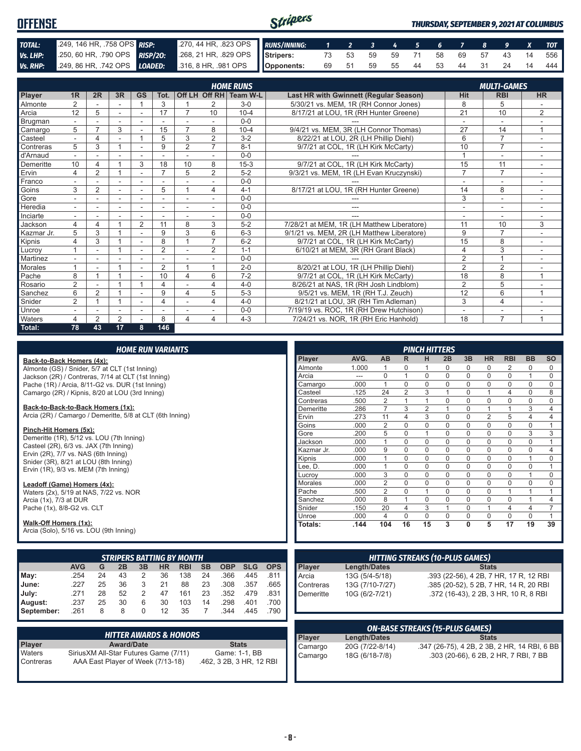# OFFENSE

*THURSDAY, SEPTEMBER 9, 2021 AT COLUMBUS*

| | | | |
|---|---|---|---|
| **TOTAL:** | .249, 146 HR, .758 OPS | **RISP:** | .270, 44 HR, .823 OPS |
| **Vs. LHP:** | .250, 60 HR, .790 OPS | **RISP/2O:** | .268, 21 HR, .829 OPS |
| **Vs. RHP:** | .249, 86 HR, .742 OPS | **LOADED:** | .316, 8 HR, .981 OPS |

| RUNS/INNING: | 1 | 2 | 3 | 4 | 5 | 6 | 7 | 8 | 9 | X | TOT |
|---|---|---|---|---|---|---|---|---|---|---|---|
| Stripers: | 73 | 53 | 59 | 59 | 71 | 58 | 69 | 57 | 43 | 14 | 556 |
| Opponents: | 69 | 51 | 59 | 55 | 44 | 53 | 44 | 31 | 24 | 14 | 444 |

## HOME RUNS / MULTI-GAMES

| Player | 1R | 2R | 3R | GS | Tot. | Off LH | Off RH | Team W-L | Last HR with Gwinnett (Regular Season) | Hit | RBI | HR |
|---|---|---|---|---|---|---|---|---|---|---|---|---|
| Almonte | 2 | - | - | 1 | 3 | 1 | 2 | 3-0 | 5/30/21 vs. MEM, 1R (RH Connor Jones) | 8 | 5 | - |
| Arcia | 12 | 5 | - | - | 17 | 7 | 10 | 10-4 | 8/17/21 at LOU, 1R (RH Hunter Greene) | 21 | 10 | 2 |
| Brugman | - | - | - | - | - | - | - | 0-0 | --- | - | - | - |
| Camargo | 5 | 7 | 3 | - | 15 | 7 | 8 | 10-4 | 9/4/21 vs. MEM, 3R (LH Connor Thomas) | 27 | 14 | 1 |
| Casteel | - | 4 | - | 1 | 5 | 3 | 2 | 3-2 | 8/22/21 at LOU, 2R (LH Phillip Diehl) | 6 | 7 | - |
| Contreras | 5 | 3 | 1 | - | 9 | 2 | 7 | 8-1 | 9/7/21 at COL, 1R (LH Kirk McCarty) | 10 | 7 | - |
| d'Arnaud | - | - | - | - | - | - | - | 0-0 | --- | 1 | - | - |
| Demeritte | 10 | 4 | 1 | 3 | 18 | 10 | 8 | 15-3 | 9/7/21 at COL, 1R (LH Kirk McCarty) | 15 | 11 | - |
| Ervin | 4 | 2 | 1 | - | 7 | 5 | 2 | 5-2 | 9/3/21 vs. MEM, 1R (LH Evan Kruczynski) | 7 | 7 | - |
| Franco | - | - | - | - | - | - | - | 0-0 | --- | - | - | - |
| Goins | 3 | 2 | - | - | 5 | 1 | 4 | 4-1 | 8/17/21 at LOU, 1R (RH Hunter Greene) | 14 | 8 | - |
| Gore | - | - | - | - | - | - | - | 0-0 | --- | 3 | - | - |
| Heredia | - | - | - | - | - | - | - | 0-0 | --- | - | - | - |
| Inciarte | - | - | - | - | - | - | - | 0-0 | --- | - | - | - |
| Jackson | 4 | 4 | 1 | 2 | 11 | 8 | 3 | 5-2 | 7/28/21 at MEM, 1R (LH Matthew Liberatore) | 11 | 10 | 3 |
| Kazmar Jr. | 5 | 3 | 1 | - | 9 | 3 | 6 | 6-3 | 9/1/21 vs. MEM, 2R (LH Matthew Liberatore) | 9 | 7 | - |
| Kipnis | 4 | 3 | 1 | - | 8 | 1 | 7 | 6-2 | 9/7/21 at COL, 1R (LH Kirk McCarty) | 15 | 8 | - |
| Lucroy | 1 | - | 1 | - | 2 | - | 2 | 1-1 | 6/10/21 at MEM, 3R (RH Grant Black) | 4 | 3 | - |
| Martinez | - | - | - | - | - | - | - | 0-0 | --- | 2 | 1 | - |
| Morales | 1 | - | 1 | - | 2 | 1 | 1 | 2-0 | 8/20/21 at LOU, 1R (LH Phillip Diehl) | 2 | 2 | - |
| Pache | 8 | 1 | 1 | - | 10 | 4 | 6 | 7-2 | 9/7/21 at COL, 1R (LH Kirk McCarty) | 18 | 8 | 1 |
| Rosario | 2 | - | 1 | 1 | 4 | - | 4 | 4-0 | 8/26/21 at NAS, 1R (RH Josh Lindblom) | 2 | 5 | - |
| Sanchez | 6 | 2 | 1 | - | 9 | 4 | 5 | 5-3 | 9/5/21 vs. MEM, 1R (RH T.J. Zeuch) | 12 | 6 | 1 |
| Snider | 2 | 1 | 1 | - | 4 | - | 4 | 4-0 | 8/21/21 at LOU, 3R (RH Tim Adleman) | 3 | 4 | - |
| Unroe | - | - | - | - | - | - | - | 0-0 | 7/19/19 vs. ROC, 1R (RH Drew Hutchison) | - | - | - |
| Waters | 4 | 2 | 2 | - | 8 | 4 | 4 | 4-3 | 7/24/21 vs. NOR, 1R (RH Eric Hanhold) | 18 | 7 | 1 |
| **Total:** | **78** | **43** | **17** | **8** | **146** | | | | | | | |

## HOME RUN VARIANTS

**Back-to-Back Homers (4x):**
Almonte (GS) / Snider, 5/7 at CLT (1st Inning)
Jackson (2R) / Contreras, 7/14 at CLT (1st Inning)
Pache (1R) / Arcia, 8/11-G2 vs. DUR (1st Inning)
Camargo (2R) / Kipnis, 8/20 at LOU (3rd Inning)

**Back-to-Back-to-Back Homers (1x):**
Arcia (2R) / Camargo / Demeritte, 5/8 at CLT (6th Inning)

**Pinch-Hit Homers (5x):**
Demeritte (1R), 5/12 vs. LOU (7th Inning)
Casteel (2R), 6/3 vs. JAX (7th Inning)
Ervin (2R), 7/7 vs. NAS (6th Inning)
Snider (3R), 8/21 at LOU (8th Inning)
Ervin (1R), 9/3 vs. MEM (7th Inning)

**Leadoff (Game) Homers (4x):**
Waters (2x), 5/19 at NAS, 7/22 vs. NOR
Arcia (1x), 7/3 at DUR
Pache (1x), 8/8-G2 vs. CLT

**Walk-Off Homers (1x):**
Arcia (Solo), 5/16 vs. LOU (9th Inning)

## PINCH HITTERS

| Player | AVG. | AB | R | H | 2B | 3B | HR | RBI | BB | SO |
|---|---|---|---|---|---|---|---|---|---|---|
| Almonte | 1.000 | 1 | 0 | 1 | 0 | 0 | 0 | 2 | 0 | 0 |
| Arcia | --- | 0 | 1 | 0 | 0 | 0 | 0 | 0 | 1 | 0 |
| Camargo | .000 | 1 | 0 | 0 | 0 | 0 | 0 | 0 | 0 | 0 |
| Casteel | .125 | 24 | 2 | 3 | 1 | 0 | 1 | 4 | 0 | 8 |
| Contreras | .500 | 2 | 1 | 1 | 0 | 0 | 0 | 0 | 0 | 0 |
| Demeritte | .286 | 7 | 3 | 2 | 1 | 0 | 1 | 1 | 3 | 4 |
| Ervin | .273 | 11 | 4 | 3 | 0 | 0 | 2 | 5 | 4 | 4 |
| Goins | .000 | 2 | 0 | 0 | 0 | 0 | 0 | 0 | 0 | 1 |
| Gore | .200 | 5 | 0 | 1 | 0 | 0 | 0 | 0 | 3 | 3 |
| Jackson | .000 | 1 | 0 | 0 | 0 | 0 | 0 | 0 | 0 | 1 |
| Kazmar Jr. | .000 | 9 | 0 | 0 | 0 | 0 | 0 | 0 | 0 | 4 |
| Kipnis | .000 | 1 | 0 | 0 | 0 | 0 | 0 | 0 | 1 | 0 |
| Lee, D. | .000 | 1 | 0 | 0 | 0 | 0 | 0 | 0 | 0 | 1 |
| Lucroy | .000 | 3 | 0 | 0 | 0 | 0 | 0 | 0 | 1 | 0 |
| Morales | .000 | 2 | 0 | 0 | 0 | 0 | 0 | 0 | 0 | 0 |
| Pache | .500 | 2 | 0 | 1 | 0 | 0 | 0 | 1 | 1 | 1 |
| Sanchez | .000 | 8 | 1 | 0 | 0 | 0 | 0 | 0 | 1 | 4 |
| Snider | .150 | 20 | 4 | 3 | 1 | 0 | 1 | 4 | 4 | 7 |
| Unroe | .000 | 4 | 0 | 0 | 0 | 0 | 0 | 0 | 0 | 1 |
| **Totals:** | **.144** | **104** | **16** | **15** | **3** | **0** | **5** | **17** | **19** | **39** |

## STRIPERS BATTING BY MONTH

| | AVG | G | 2B | 3B | HR | RBI | SB | OBP | SLG | OPS |
|---|---|---|---|---|---|---|---|---|---|---|
| May: | .254 | 24 | 43 | 2 | 36 | 138 | 24 | .366 | .445 | .811 |
| June: | .227 | 25 | 36 | 3 | 21 | 88 | 23 | .308 | .357 | .665 |
| July: | .271 | 28 | 52 | 2 | 47 | 161 | 23 | .352 | .479 | .831 |
| August: | .237 | 25 | 30 | 6 | 30 | 103 | 14 | .298 | .401 | .700 |
| September: | .261 | 8 | 8 | 0 | 12 | 35 | 7 | .344 | .445 | .790 |

## HITTING STREAKS (10-PLUS GAMES)

| Player | Length/Dates | Stats |
|---|---|---|
| Arcia | 13G (5/4-5/18) | .393 (22-56), 4 2B, 7 HR, 17 R, 12 RBI |
| Contreras | 13G (7/10-7/27) | .385 (20-52), 5 2B, 7 HR, 14 R, 20 RBI |
| Demeritte | 10G (6/2-7/21) | .372 (16-43), 2 2B, 3 HR, 10 R, 8 RBI |

## HITTER AWARDS & HONORS

| Player | Award/Date | Stats |
|---|---|---|
| Waters | SiriusXM All-Star Futures Game (7/11) | Game: 1-1, BB |
| Contreras | AAA East Player of Week (7/13-18) | .462, 3 2B, 3 HR, 12 RBI |

## ON-BASE STREAKS (15-PLUS GAMES)

| Player | Length/Dates | Stats |
|---|---|---|
| Camargo | 20G (7/22-8/14) | .347 (26-75), 4 2B, 2 3B, 2 HR, 14 RBI, 6 BB |
| Camargo | 18G (6/18-7/8) | .303 (20-66), 6 2B, 2 HR, 7 RBI, 7 BB |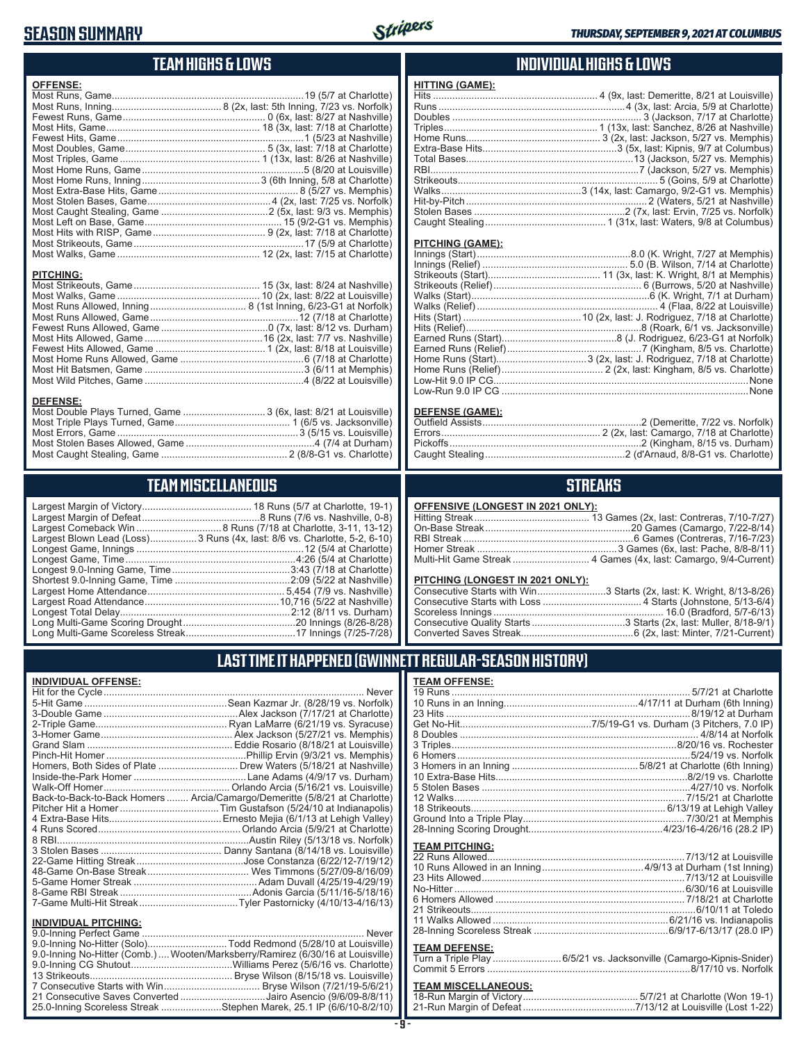# SEASON SUMMARY

THURSDAY, SEPTEMBER 9, 2021 AT COLUMBUS

## TEAM HIGHS & LOWS

**OFFENSE:**

| | |
|---|---|
| Most Runs, Game | 19 (5/7 at Charlotte) |
| Most Runs, Inning | 8 (2x, last: 5th Inning, 7/23 vs. Norfolk) |
| Fewest Runs, Game | 0 (6x, last: 8/27 at Nashville) |
| Most Hits, Game | 18 (3x, last: 7/18 at Charlotte) |
| Fewest Hits, Game | 1 (5/23 at Nashville) |
| Most Doubles, Game | 5 (3x, last: 7/18 at Charlotte) |
| Most Triples, Game | 1 (13x, last: 8/26 at Nashville) |
| Most Home Runs, Game | 5 (8/20 at Louisville) |
| Most Home Runs, Inning | 3 (6th Inning, 5/8 at Charlotte) |
| Most Extra-Base Hits, Game | 8 (5/27 vs. Memphis) |
| Most Stolen Bases, Game | 4 (2x, last: 7/25 vs. Norfolk) |
| Most Caught Stealing, Game | 2 (5x, last: 9/3 vs. Memphis) |
| Most Left on Base, Game | 15 (9/2-G1 vs. Memphis) |
| Most Hits with RISP, Game | 9 (2x, last: 7/18 at Charlotte) |
| Most Strikeouts, Game | 17 (5/9 at Charlotte) |
| Most Walks, Game | 12 (2x, last: 7/15 at Charlotte) |

**PITCHING:**

| | |
|---|---|
| Most Strikeouts, Game | 15 (3x, last: 8/24 at Nashville) |
| Most Walks, Game | 10 (2x, last: 8/22 at Louisville) |
| Most Runs Allowed, Inning | 8 (1st Inning, 6/23-G1 at Norfolk) |
| Most Runs Allowed, Game | 12 (7/18 at Charlotte) |
| Fewest Runs Allowed, Game | 0 (7x, last: 8/12 vs. Durham) |
| Most Hits Allowed, Game | 16 (2x, last: 7/7 vs. Nashville) |
| Fewest Hits Allowed, Game | 1 (2x, last: 8/18 at Louisville) |
| Most Home Runs Allowed, Game | 6 (7/18 at Charlotte) |
| Most Hit Batsmen, Game | 3 (6/11 at Memphis) |
| Most Wild Pitches, Game | 4 (8/22 at Louisville) |

**DEFENSE:**

| | |
|---|---|
| Most Double Plays Turned, Game | 3 (6x, last: 8/21 at Louisville) |
| Most Triple Plays Turned, Game | 1 (6/5 vs. Jacksonville) |
| Most Errors, Game | 3 (5/15 vs. Louisville) |
| Most Stolen Bases Allowed, Game | 4 (7/4 at Durham) |
| Most Caught Stealing, Game | 2 (8/8-G1 vs. Charlotte) |

## INDIVIDUAL HIGHS & LOWS

**HITTING (GAME):**

| | |
|---|---|
| Hits | 4 (9x, last: Demeritte, 8/21 at Louisville) |
| Runs | 4 (3x, last: Arcia, 5/9 at Charlotte) |
| Doubles | 3 (Jackson, 7/17 at Charlotte) |
| Triples | 1 (13x, last: Sanchez, 8/26 at Nashville) |
| Home Runs | 3 (2x, last: Jackson, 5/27 vs. Memphis) |
| Extra-Base Hits | 3 (5x, last: Kipnis, 9/7 at Columbus) |
| Total Bases | 13 (Jackson, 5/27 vs. Memphis) |
| RBI | 7 (Jackson, 5/27 vs. Memphis) |
| Strikeouts | 5 (Goins, 5/9 at Charlotte) |
| Walks | 3 (14x, last: Camargo, 9/2-G1 vs. Memphis) |
| Hit-by-Pitch | 2 (Waters, 5/21 at Nashville) |
| Stolen Bases | 2 (7x, last: Ervin, 7/25 vs. Norfolk) |
| Caught Stealing | 1 (31x, last: Waters, 9/8 at Columbus) |

**PITCHING (GAME):**

| | |
|---|---|
| Innings (Start) | 8.0 (K. Wright, 7/27 at Memphis) |
| Innings (Relief) | 5.0 (B. Wilson, 7/14 at Charlotte) |
| Strikeouts (Start) | 11 (3x, last: K. Wright, 8/1 at Memphis) |
| Strikeouts (Relief) | 6 (Burrows, 5/20 at Nashville) |
| Walks (Start) | 6 (K. Wright, 7/1 at Durham) |
| Walks (Relief) | 4 (Flaa, 8/22 at Louisville) |
| Hits (Start) | 10 (2x, last: J. Rodriguez, 7/18 at Charlotte) |
| Hits (Relief) | 8 (Roark, 6/1 vs. Jacksonville) |
| Earned Runs (Start) | 8 (J. Rodriguez, 6/23-G1 at Norfolk) |
| Earned Runs (Relief) | 7 (Kingham, 8/5 vs. Charlotte) |
| Home Runs (Start) | 3 (2x, last: J. Rodriguez, 7/18 at Charlotte) |
| Home Runs (Relief) | 2 (2x, last: Kingham, 8/5 vs. Charlotte) |
| Low-Hit 9.0 IP CG | None |
| Low-Run 9.0 IP CG | None |

**DEFENSE (GAME):**

| | |
|---|---|
| Outfield Assists | 2 (Demeritte, 7/22 vs. Norfolk) |
| Errors | 2 (2x, last: Camargo, 7/18 at Charlotte) |
| Pickoffs | 2 (Kingham, 8/15 vs. Durham) |
| Caught Stealing | 2 (d'Arnaud, 8/8-G1 vs. Charlotte) |

## TEAM MISCELLANEOUS

| | |
|---|---|
| Largest Margin of Victory | 18 Runs (5/7 at Charlotte, 19-1) |
| Largest Margin of Defeat | 8 Runs (7/6 vs. Nashville, 0-8) |
| Largest Comeback Win | 8 Runs (7/18 at Charlotte, 3-11, 13-12) |
| Largest Blown Lead (Loss) | 3 Runs (4x, last: 8/6 vs. Charlotte, 5-2, 6-10) |
| Longest Game, Innings | 12 (5/4 at Charlotte) |
| Longest Game, Time | 4:26 (5/4 at Charlotte) |
| Longest 9.0-Inning Game, Time | 3:43 (7/18 at Charlotte) |
| Shortest 9.0-Inning Game, Time | 2:09 (5/22 at Nashville) |
| Largest Home Attendance | 5,454 (7/9 vs. Nashville) |
| Largest Road Attendance | 10,716 (5/22 at Nashville) |
| Longest Total Delay | 2:12 (8/11 vs. Durham) |
| Long Multi-Game Scoring Drought | 20 Innings (8/26-8/28) |
| Long Multi-Game Scoreless Streak | 17 Innings (7/25-7/28) |

## STREAKS

**OFFENSIVE (LONGEST IN 2021 ONLY):**

| | |
|---|---|
| Hitting Streak | 13 Games (2x, last: Contreras, 7/10-7/27) |
| On-Base Streak | 20 Games (Camargo, 7/22-8/14) |
| RBI Streak | 6 Games (Contreras, 7/16-7/23) |
| Homer Streak | 3 Games (6x, last: Pache, 8/8-8/11) |
| Multi-Hit Game Streak | 4 Games (4x, last: Camargo, 9/4-Current) |

**PITCHING (LONGEST IN 2021 ONLY):**

| | |
|---|---|
| Consecutive Starts with Win | 3 Starts (2x, last: K. Wright, 8/13-8/26) |
| Consecutive Starts with Loss | 4 Starts (Johnstone, 5/13-6/4) |
| Scoreless Innings | 16.0 (Bradford, 5/7-6/13) |
| Consecutive Quality Starts | 3 Starts (2x, last: Muller, 8/18-9/1) |
| Converted Saves Streak | 6 (2x, last: Minter, 7/21-Current) |

## LAST TIME IT HAPPENED (GWINNETT REGULAR-SEASON HISTORY)

**INDIVIDUAL OFFENSE:**

| | |
|---|---|
| Hit for the Cycle | Never |
| 5-Hit Game | Sean Kazmar Jr. (8/28/19 vs. Norfolk) |
| 3-Double Game | Alex Jackson (7/17/21 at Charlotte) |
| 2-Triple Game | Ryan LaMarre (6/21/19 vs. Syracuse) |
| 3-Homer Game | Alex Jackson (5/27/21 vs. Memphis) |
| Grand Slam | Eddie Rosario (8/18/21 at Louisville) |
| Pinch-Hit Homer | Phillip Ervin (9/3/21 vs. Memphis) |
| Homers, Both Sides of Plate | Drew Waters (5/18/21 at Nashville) |
| Inside-the-Park Homer | Lane Adams (4/9/17 vs. Durham) |
| Walk-Off Homer | Orlando Arcia (5/16/21 vs. Louisville) |
| Back-to-Back-to-Back Homers | Arcia/Camargo/Demeritte (5/8/21 at Charlotte) |
| Pitcher Hit a Homer | Tim Gustafson (5/24/10 at Indianapolis) |
| 4 Extra-Base Hits | Ernesto Mejia (6/1/13 at Lehigh Valley) |
| 4 Runs Scored | Orlando Arcia (5/9/21 at Charlotte) |
| 8 RBI | Austin Riley (5/13/18 vs. Norfolk) |
| 3 Stolen Bases | Danny Santana (8/14/18 vs. Louisville) |
| 22-Game Hitting Streak | Jose Constanza (6/22/12-7/19/12) |
| 48-Game On-Base Streak | Wes Timmons (5/27/09-8/16/09) |
| 5-Game Homer Streak | Adam Duvall (4/25/19-4/29/19) |
| 8-Game RBI Streak | Adonis Garcia (5/11/16-5/18/16) |
| 7-Game Multi-Hit Streak | Tyler Pastornicky (4/10/13-4/16/13) |

**INDIVIDUAL PITCHING:**

| | |
|---|---|
| 9.0-Inning Perfect Game | Never |
| 9.0-Inning No-Hitter (Solo) | Todd Redmond (5/28/10 at Louisville) |
| 9.0-Inning No-Hitter (Comb.) | Wooten/Marksberry/Ramirez (6/30/16 at Louisville) |
| 9.0-Inning CG Shutout | Williams Perez (5/6/16 vs. Charlotte) |
| 13 Strikeouts | Bryse Wilson (8/15/18 vs. Louisville) |
| 7 Consecutive Starts with Win | Bryse Wilson (7/21/19-5/6/21) |
| 21 Consecutive Saves Converted | Jairo Asencio (9/6/09-8/8/11) |
| 25.0-Inning Scoreless Streak | Stephen Marek, 25.1 IP (6/6/10-8/2/10) |

**TEAM OFFENSE:**

| | |
|---|---|
| 19 Runs | 5/7/21 at Charlotte |
| 10 Runs in an Inning | 4/17/11 at Durham (6th Inning) |
| 23 Hits | 8/19/12 at Durham |
| Get No-Hit | 7/5/19-G1 vs. Durham (3 Pitchers, 7.0 IP) |
| 8 Doubles | 4/8/14 at Norfolk |
| 3 Triples | 8/20/16 vs. Rochester |
| 6 Homers | 5/24/19 vs. Norfolk |
| 3 Homers in an Inning | 5/8/21 at Charlotte (6th Inning) |
| 10 Extra-Base Hits | 8/2/19 vs. Charlotte |
| 5 Stolen Bases | 4/27/10 vs. Norfolk |
| 12 Walks | 7/15/21 at Charlotte |
| 18 Strikeouts | 6/13/19 at Lehigh Valley |
| Ground Into a Triple Play | 7/30/21 at Memphis |
| 28-Inning Scoring Drought | 4/23/16-4/26/16 (28.2 IP) |

**TEAM PITCHING:**

| | |
|---|---|
| 22 Runs Allowed | 7/13/12 at Louisville |
| 10 Runs Allowed in an Inning | 4/9/13 at Durham (1st Inning) |
| 23 Hits Allowed | 7/13/12 at Louisville |
| No-Hitter | 6/30/16 at Louisville |
| 6 Homers Allowed | 7/18/21 at Charlotte |
| 21 Strikeouts | 6/10/11 at Toledo |
| 11 Walks Allowed | 6/21/16 vs. Indianapolis |
| 28-Inning Scoreless Streak | 6/9/17-6/13/17 (28.0 IP) |

**TEAM DEFENSE:**

| | |
|---|---|
| Turn a Triple Play | 6/5/21 vs. Jacksonville (Camargo-Kipnis-Snider) |
| Commit 5 Errors | 8/17/10 vs. Norfolk |

**TEAM MISCELLANEOUS:**

| | |
|---|---|
| 18-Run Margin of Victory | 5/7/21 at Charlotte (Won 19-1) |
| 21-Run Margin of Defeat | 7/13/12 at Louisville (Lost 1-22) |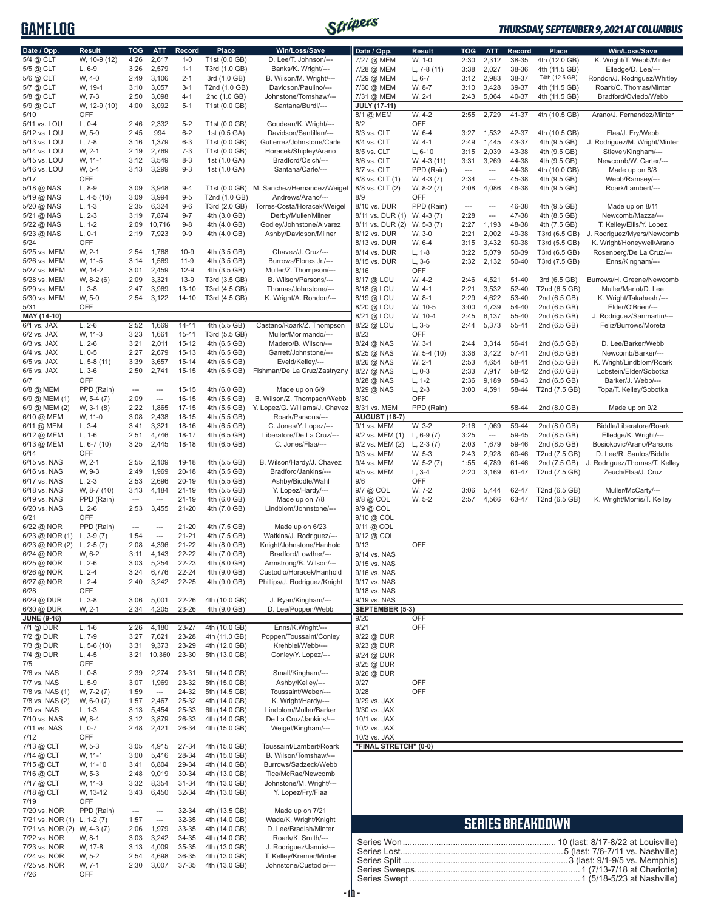## GAME LOG

| Date / Opp. | Result | TOG | ATT | Record | Place | Win/Loss/Save |
|---|---|---|---|---|---|---|
| 5/4 @ CLT | W, 10-9 (12) | 4:26 | 2,617 | 1-0 | T1st (0.0 GB) | D. Lee/T. Johnson/--- |
| 5/5 @ CLT | L, 6-9 | 3:26 | 2,579 | 1-1 | T3rd (1.0 GB) | Banks/K. Wright/--- |
| 5/6 @ CLT | W, 4-0 | 2:49 | 3,106 | 2-1 | 3rd (1.0 GB) | B. Wilson/M. Wright/--- |
| 5/7 @ CLT | W, 19-1 | 3:10 | 3,057 | 3-1 | T2nd (1.0 GB) | Davidson/Paulino/--- |
| 5/8 @ CLT | W, 7-3 | 2:50 | 3,098 | 4-1 | 2nd (1.0 GB) | Johnstone/Tomshaw/--- |
| 5/9 @ CLT | W, 12-9 (10) | 4:00 | 3,092 | 5-1 | T1st (0.0 GB) | Santana/Burdi/--- |
| 5/10 | OFF | | | | | |
| 5/11 vs. LOU | L, 0-4 | 2:46 | 2,332 | 5-2 | T1st (0.0 GB) | Goudeau/K. Wright/--- |
| 5/12 vs. LOU | W, 5-0 | 2:45 | 994 | 6-2 | 1st (0.5 GA) | Davidson/Santillan/--- |
| 5/13 vs. LOU | L, 7-8 | 3:16 | 1,379 | 6-3 | T1st (0.0 GB) | Gutierrez/Johnstone/Carle |
| 5/14 vs. LOU | W, 2-1 | 2:19 | 2,769 | 7-3 | T1st (0.0 GB) | Horacek/Shipley/Arano |
| 5/15 vs. LOU | W, 11-1 | 3:12 | 3,549 | 8-3 | 1st (1.0 GA) | Bradford/Osich/--- |
| 5/16 vs. LOU | W, 5-4 | 3:13 | 3,299 | 9-3 | 1st (1.0 GA) | Santana/Carle/--- |
| 5/17 | OFF | | | | | |
| 5/18 @ NAS | L, 8-9 | 3:09 | 3,948 | 9-4 | T1st (0.0 GB) | M. Sanchez/Hernandez/Weigel |
| 5/19 @ NAS | L, 4-5 (10) | 3:09 | 3,994 | 9-5 | T2nd (1.0 GB) | Andrews/Arano/--- |
| 5/20 @ NAS | L, 1-3 | 2:35 | 6,324 | 9-6 | T3rd (2.0 GB) | Torres-Costa/Horacek/Weigel |
| 5/21 @ NAS | L, 2-3 | 3:19 | 7,874 | 9-7 | 4th (3.0 GB) | Derby/Muller/Milner |
| 5/22 @ NAS | L, 1-2 | 2:09 | 10,716 | 9-8 | 4th (4.0 GB) | Godley/Johnstone/Alvarez |
| 5/23 @ NAS | L, 0-1 | 2:19 | 7,923 | 9-9 | 4th (4.0 GB) | Ashby/Davidson/Milner |
| 5/24 | OFF | | | | | |
| 5/25 vs. MEM | W, 2-1 | 2:54 | 1,768 | 10-9 | 4th (3.5 GB) | Chavez/J. Cruz/--- |
| 5/26 vs. MEM | W, 11-5 | 3:14 | 1,569 | 11-9 | 4th (3.5 GB) | Burrows/Flores Jr./--- |
| 5/27 vs. MEM | W, 14-2 | 3:01 | 2,459 | 12-9 | 4th (3.5 GB) | Muller/Z. Thompson/--- |
| 5/28 vs. MEM | W, 8-2 (6) | 2:09 | 3,321 | 13-9 | T3rd (3.5 GB) | B. Wilson/Parsons/--- |
| 5/29 vs. MEM | L, 3-8 | 2:47 | 3,969 | 13-10 | T3rd (4.5 GB) | Thomas/Johnstone/--- |
| 5/30 vs. MEM | W, 5-0 | 2:54 | 3,122 | 14-10 | T3rd (4.5 GB) | K. Wright/A. Rondon/--- |
| 5/31 | OFF | | | | | |
| **MAY (14-10)** | | | | | | |
| 6/1 vs. JAX | L, 2-6 | 2:52 | 1,669 | 14-11 | 4th (5.5 GB) | Castano/Roark/Z. Thompson |
| 6/2 vs. JAX | W, 11-3 | 3:23 | 1,661 | 15-11 | T3rd (5.5 GB) | Muller/Morimando/--- |
| 6/3 vs. JAX | L, 2-6 | 3:21 | 2,011 | 15-12 | 4th (6.5 GB) | Madero/B. Wilson/--- |
| 6/4 vs. JAX | L, 0-5 | 2:27 | 2,679 | 15-13 | 4th (6.5 GB) | Garrett/Johnstone/--- |
| 6/5 vs. JAX | L, 5-8 (11) | 3:39 | 3,657 | 15-14 | 4th (6.5 GB) | Eveld/Kelley/--- |
| 6/6 vs. JAX | L, 3-6 | 2:50 | 2,741 | 15-15 | 4th (6.5 GB) | Fishman/De La Cruz/Zastryzny |
| 6/7 | OFF | | | | | |
| 6/8 @ MEM | PPD (Rain) | --- | --- | 15-15 | 4th (6.0 GB) | Made up on 6/9 |
| 6/9 @ MEM (1) | W, 5-4 (7) | 2:09 | --- | 16-15 | 4th (5.5 GB) | B. Wilson/Z. Thompson/Webb |
| 6/9 @ MEM (2) | W, 3-1 (8) | 2:22 | 1,865 | 17-15 | 4th (5.5 GB) | Y. Lopez/G. Williams/J. Chavez |
| 6/10 @ MEM | W, 11-0 | 3:08 | 2,438 | 18-15 | 4th (5.5 GB) | Roark/Parsons/--- |
| 6/11 @ MEM | L, 3-4 | 3:41 | 3,321 | 18-16 | 4th (6.5 GB) | C. Jones/Y. Lopez/--- |
| 6/12 @ MEM | L, 1-6 | 2:51 | 4,746 | 18-17 | 4th (6.5 GB) | Liberatore/De La Cruz/--- |
| 6/13 @ MEM | L, 6-7 (10) | 3:25 | 2,445 | 18-18 | 4th (6.5 GB) | C. Jones/Flaa/--- |
| 6/14 | OFF | | | | | |
| 6/15 vs. NAS | W, 2-1 | 2:55 | 2,109 | 19-18 | 4th (5.5 GB) | B. Wilson/Hardy/J. Chavez |
| 6/16 vs. NAS | W, 9-3 | 2:49 | 1,969 | 20-18 | 4th (5.5 GB) | Bradford/Jankins/--- |
| 6/17 vs. NAS | L, 2-3 | 2:53 | 2,696 | 20-19 | 4th (5.5 GB) | Ashby/Biddle/Wahl |
| 6/18 vs. NAS | W, 8-7 (10) | 3:13 | 4,184 | 21-19 | 4th (5.5 GB) | Y. Lopez/Hardy/--- |
| 6/19 vs. NAS | PPD (Rain) | --- | --- | 21-19 | 4th (6.0 GB) | Made up on 7/8 |
| 6/20 vs. NAS | L, 2-6 | 2:53 | 3,455 | 21-20 | 4th (7.0 GB) | Lindblom/Johnstone/--- |
| 6/21 | OFF | | | | | |
| 6/22 @ NOR | PPD (Rain) | --- | --- | 21-20 | 4th (7.5 GB) | Made up on 6/23 |
| 6/23 @ NOR (1) | L, 3-9 (7) | 1:54 | --- | 21-21 | 4th (7.5 GB) | Watkins/J. Rodriguez/--- |
| 6/23 @ NOR (2) | L, 2-5 (7) | 2:08 | 4,396 | 21-22 | 4th (8.0 GB) | Knight/Johnstone/Hanhold |
| 6/24 @ NOR | W, 6-2 | 3:11 | 4,143 | 22-22 | 4th (7.0 GB) | Bradford/Lowther/--- |
| 6/25 @ NOR | L, 2-6 | 3:03 | 5,254 | 22-23 | 4th (8.0 GB) | Armstrong/B. Wilson/--- |
| 6/26 @ NOR | L, 2-4 | 3:24 | 6,776 | 22-24 | 4th (9.0 GB) | Custodio/Horacek/Hanhold |
| 6/27 @ NOR | L, 2-4 | 2:40 | 3,242 | 22-25 | 4th (9.0 GB) | Phillips/J. Rodriguez/Knight |
| 6/28 | OFF | | | | | |
| 6/29 @ DUR | L, 3-8 | 3:06 | 5,001 | 22-26 | 4th (10.0 GB) | J. Ryan/Kingham/--- |
| 6/30 @ DUR | W, 2-1 | 2:34 | 4,205 | 23-26 | 4th (9.0 GB) | D. Lee/Poppen/Webb |
| **JUNE (9-16)** | | | | | | |
| 7/1 @ DUR | L, 1-6 | 2:26 | 4,180 | 23-27 | 4th (10.0 GB) | Enns/K.Wright/--- |
| 7/2 @ DUR | L, 7-9 | 3:27 | 7,621 | 23-28 | 4th (11.0 GB) | Poppen/Toussaint/Conley |
| 7/3 @ DUR | L, 5-6 (10) | 3:31 | 9,373 | 23-29 | 4th (12.0 GB) | Krehbiel/Webb/--- |
| 7/4 @ DUR | L, 4-5 | 3:21 | 10,360 | 23-30 | 5th (13.0 GB) | Conley/Y. Lopez/--- |
| 7/5 | OFF | | | | | |
| 7/6 vs. NAS | L, 0-8 | 2:39 | 2,274 | 23-31 | 5th (14.0 GB) | Small/Kingham/--- |
| 7/7 vs. NAS | L, 5-9 | 3:07 | 1,969 | 23-32 | 5th (15.0 GB) | Ashby/Kelley/--- |
| 7/8 vs. NAS (1) | W, 7-2 (7) | 1:59 | --- | 24-32 | 5th (14.5 GB) | Toussaint/Weber/--- |
| 7/8 vs. NAS (2) | W, 6-0 (7) | 1:57 | 2,467 | 25-32 | 4th (14.0 GB) | K. Wright/Hardy/--- |
| 7/9 vs. NAS | L, 1-3 | 3:13 | 5,454 | 25-33 | 6th (14.0 GB) | Lindblom/Muller/Barker |
| 7/10 vs. NAS | W, 8-4 | 3:12 | 3,879 | 26-33 | 4th (14.0 GB) | De La Cruz/Jankins/--- |
| 7/11 vs. NAS | L, 0-7 | 2:48 | 2,421 | 26-34 | 4th (15.0 GB) | Weigel/Kingham/--- |
| 7/12 | OFF | | | | | |
| 7/13 @ CLT | W, 5-3 | 3:05 | 4,915 | 27-34 | 4th (15.0 GB) | Toussaint/Lambert/Roark |
| 7/14 @ CLT | W, 11-1 | 3:00 | 5,416 | 28-34 | 4th (15.0 GB) | B. Wilson/Tomshaw/--- |
| 7/15 @ CLT | W, 11-10 | 3:41 | 6,804 | 29-34 | 4th (14.0 GB) | Burrows/Sadzeck/Webb |
| 7/16 @ CLT | W, 5-3 | 2:48 | 9,019 | 30-34 | 4th (13.0 GB) | Tice/McRae/Newcomb |
| 7/17 @ CLT | W, 11-3 | 3:32 | 8,354 | 31-34 | 4th (13.0 GB) | Johnstone/M. Wright/--- |
| 7/18 @ CLT | W, 13-12 | 3:43 | 6,450 | 32-34 | 4th (13.0 GB) | Y. Lopez/Fry/Flaa |
| 7/19 | OFF | | | | | |
| 7/20 vs. NOR | PPD (Rain) | --- | --- | 32-34 | 4th (13.5 GB) | Made up on 7/21 |
| 7/21 vs. NOR (1) | L, 1-2 (7) | 1:57 | --- | 32-35 | 4th (14.0 GB) | Wade/K. Wright/Knight |
| 7/21 vs. NOR (2) | W, 4-3 (7) | 2:06 | 1,979 | 33-35 | 4th (14.0 GB) | D. Lee/Bradish/Minter |
| 7/22 vs. NOR | W, 8-1 | 3:03 | 3,242 | 34-35 | 4th (14.0 GB) | Roark/K. Smith/--- |
| 7/23 vs. NOR | W, 17-8 | 3:13 | 4,009 | 35-35 | 4th (13.0 GB) | J. Rodriguez/Jannis/--- |
| 7/24 vs. NOR | W, 5-2 | 2:54 | 4,698 | 36-35 | 4th (13.0 GB) | T. Kelley/Kremer/Minter |
| 7/25 vs. NOR | W, 7-1 | 2:30 | 3,007 | 37-35 | 4th (13.0 GB) | Johnstone/Custodio/--- |
| 7/26 | OFF | | | | | |
| 7/27 @ MEM | W, 1-0 | 2:30 | 2,312 | 38-35 | 4th (12.0 GB) | K. Wright/T. Webb/Minter |
| 7/28 @ MEM | L, 7-8 (11) | 3:38 | 2,027 | 38-36 | 4th (11.5 GB) | Elledge/D. Lee/--- |
| 7/29 @ MEM | L, 6-7 | 3:12 | 2,983 | 38-37 | T4th (12.5 GB) | Rondon/J. Rodriguez/Whitley |
| 7/30 @ MEM | W, 8-7 | 3:10 | 3,428 | 39-37 | 4th (11.5 GB) | Roark/C. Thomas/Minter |
| 7/31 @ MEM | W, 2-1 | 2:43 | 5,064 | 40-37 | 4th (11.5 GB) | Bradford/Oviedo/Webb |
| **JULY (17-11)** | | | | | | |
| 8/1 @ MEM | W, 4-2 | 2:55 | 2,729 | 41-37 | 4th (10.5 GB) | Arano/J. Fernandez/Minter |
| 8/2 | OFF | | | | | |
| 8/3 vs. CLT | W, 6-4 | 3:27 | 1,532 | 42-37 | 4th (10.5 GB) | Flaa/J. Fry/Webb |
| 8/4 vs. CLT | W, 4-1 | 2:49 | 1,445 | 43-37 | 4th (9.5 GB) | J. Rodriguez/M. Wright/Minter |
| 8/5 vs. CLT | L, 6-10 | 3:15 | 2,039 | 43-38 | 4th (9.5 GB) | Stiever/Kingham/--- |
| 8/6 vs. CLT | W, 4-3 (11) | 3:31 | 3,269 | 44-38 | 4th (9.5 GB) | Newcomb/W. Carter/--- |
| 8/7 vs. CLT | PPD (Rain) | --- | --- | 44-38 | 4th (10.0 GB) | Made up on 8/8 |
| 8/8 vs. CLT (1) | W, 4-3 (7) | 2:34 | --- | 45-38 | 4th (9.5 GB) | Webb/Ramsey/--- |
| 8/8 vs. CLT (2) | W, 8-2 (7) | 2:08 | 4,086 | 46-38 | 4th (9.5 GB) | Roark/Lambert/--- |
| 8/9 | OFF | | | | | |
| 8/10 vs. DUR | PPD (Rain) | --- | --- | 46-38 | 4th (9.5 GB) | Made up on 8/11 |
| 8/11 vs. DUR (1) | W, 4-3 (7) | 2:28 | --- | 47-38 | 4th (8.5 GB) | Newcomb/Mazza/--- |
| 8/11 vs. DUR (2) | W, 5-3 (7) | 2:27 | 1,193 | 48-38 | 4th (7.5 GB) | T. Kelley/Ellis/Y. Lopez |
| 8/12 vs. DUR | W, 3-0 | 2:21 | 2,002 | 49-38 | T3rd (6.5 GB) | J. Rodriguez/Myers/Newcomb |
| 8/13 vs. DUR | W, 6-4 | 3:15 | 3,432 | 50-38 | T3rd (5.5 GB) | K. Wright/Honeywell/Arano |
| 8/14 vs. DUR | L, 1-8 | 3:22 | 5,079 | 50-39 | T3rd (6.5 GB) | Rosenberg/De La Cruz/--- |
| 8/15 vs. DUR | L, 3-6 | 2:32 | 2,132 | 50-40 | T3rd (7.5 GB) | Enns/Kingham/--- |
| 8/16 | OFF | | | | | |
| 8/17 @ LOU | W, 4-2 | 2:46 | 4,521 | 51-40 | 3rd (6.5 GB) | Burrows/H. Greene/Newcomb |
| 8/18 @ LOU | W, 4-1 | 2:21 | 3,532 | 52-40 | T2nd (6.5 GB) | Muller/Mariot/D. Lee |
| 8/19 @ LOU | W, 8-1 | 2:29 | 4,622 | 53-40 | 2nd (6.5 GB) | K. Wright/Takahashi/--- |
| 8/20 @ LOU | W, 10-5 | 3:00 | 4,739 | 54-40 | 2nd (6.5 GB) | Elder/O'Brien/--- |
| 8/21 @ LOU | W, 10-4 | 2:45 | 6,137 | 55-40 | 2nd (6.5 GB) | J. Rodriguez/Sanmartin/--- |
| 8/22 @ LOU | L, 3-5 | 2:44 | 5,373 | 55-41 | 2nd (6.5 GB) | Feliz/Burrows/Moreta |
| 8/23 | OFF | | | | | |
| 8/24 @ NAS | W, 3-1 | 2:44 | 3,314 | 56-41 | 2nd (6.5 GB) | D. Lee/Barker/Webb |
| 8/25 @ NAS | W, 5-4 (10) | 3:36 | 3,422 | 57-41 | 2nd (6.5 GB) | Newcomb/Barker/--- |
| 8/26 @ NAS | W, 2-1 | 2:53 | 4,654 | 58-41 | 2nd (5.5 GB) | K. Wright/Lindblom/Roark |
| 8/27 @ NAS | L, 0-3 | 2:33 | 7,917 | 58-42 | 2nd (6.0 GB) | Lobstein/Elder/Sobotka |
| 8/28 @ NAS | L, 1-2 | 2:36 | 9,189 | 58-43 | 2nd (6.5 GB) | Barker/J. Webb/--- |
| 8/29 @ NAS | L, 2-3 | 3:00 | 4,591 | 58-44 | T2nd (7.5 GB) | Topa/T. Kelley/Sobotka |
| 8/30 | OFF | | | | | |
| 8/31 vs. MEM | PPD (Rain) | | | 58-44 | 2nd (8.0 GB) | Made up on 9/2 |
| **AUGUST (18-7)** | | | | | | |
| 9/1 vs. MEM | W, 3-2 | 2:16 | 1,069 | 59-44 | 2nd (8.0 GB) | Biddle/Liberatore/Roark |
| 9/2 vs. MEM (1) | L, 6-9 (7) | 3:25 | --- | 59-45 | 2nd (8.5 GB) | Elledge/K. Wright/--- |
| 9/2 vs. MEM (2) | L, 2-3 (7) | 2:03 | 1,679 | 59-46 | 2nd (8.5 GB) | Bosiokovic/Arano/Parsons |
| 9/3 vs. MEM | W, 5-3 | 2:43 | 2,928 | 60-46 | T2nd (7.5 GB) | D. Lee/R. Santos/Biddle |
| 9/4 vs. MEM | W, 5-2 (7) | 1:55 | 4,789 | 61-46 | 2nd (7.5 GB) | J. Rodriguez/Thomas/T. Kelley |
| 9/5 vs. MEM | L, 3-4 | 2:20 | 3,169 | 61-47 | T2nd (7.5 GB) | Zeuch/Flaa/J. Cruz |
| 9/6 | OFF | | | | | |
| 9/7 @ COL | W, 7-2 | 3:06 | 5,444 | 62-47 | T2nd (6.5 GB) | Muller/McCarty/--- |
| 9/8 @ COL | W, 5-2 | 2:57 | 4,566 | 63-47 | T2nd (6.5 GB) | K. Wright/Morris/T. Kelley |
| 9/9 @ COL | | | | | | |
| 9/10 @ COL | | | | | | |
| 9/11 @ COL | | | | | | |
| 9/12 @ COL | | | | | | |
| 9/13 | OFF | | | | | |
| 9/14 vs. NAS | | | | | | |
| 9/15 vs. NAS | | | | | | |
| 9/16 vs. NAS | | | | | | |
| 9/17 vs. NAS | | | | | | |
| 9/18 vs. NAS | | | | | | |
| 9/19 vs. NAS | | | | | | |
| **SEPTEMBER (5-3)** | | | | | | |
| 9/20 | OFF | | | | | |
| 9/21 | OFF | | | | | |
| 9/22 @ DUR | | | | | | |
| 9/23 @ DUR | | | | | | |
| 9/24 @ DUR | | | | | | |
| 9/25 @ DUR | | | | | | |
| 9/26 @ DUR | | | | | | |
| 9/27 | OFF | | | | | |
| 9/28 | OFF | | | | | |
| 9/29 vs. JAX | | | | | | |
| 9/30 vs. JAX | | | | | | |
| 10/1 vs. JAX | | | | | | |
| 10/2 vs. JAX | | | | | | |
| 10/3 vs. JAX | | | | | | |
| **"FINAL STRETCH" (0-0)** | | | | | | |

## SERIES BREAKDOWN

| | |
|---|---|
| Series Won | 10 (last: 8/17-8/22 at Louisville) |
| Series Lost | 5 (last: 7/6-7/11 vs. Nashville) |
| Series Split | 3 (last: 9/1-9/5 vs. Memphis) |
| Series Sweeps | 1 (7/13-7/18 at Charlotte) |
| Series Swept | 1 (5/18-5/23 at Nashville) |